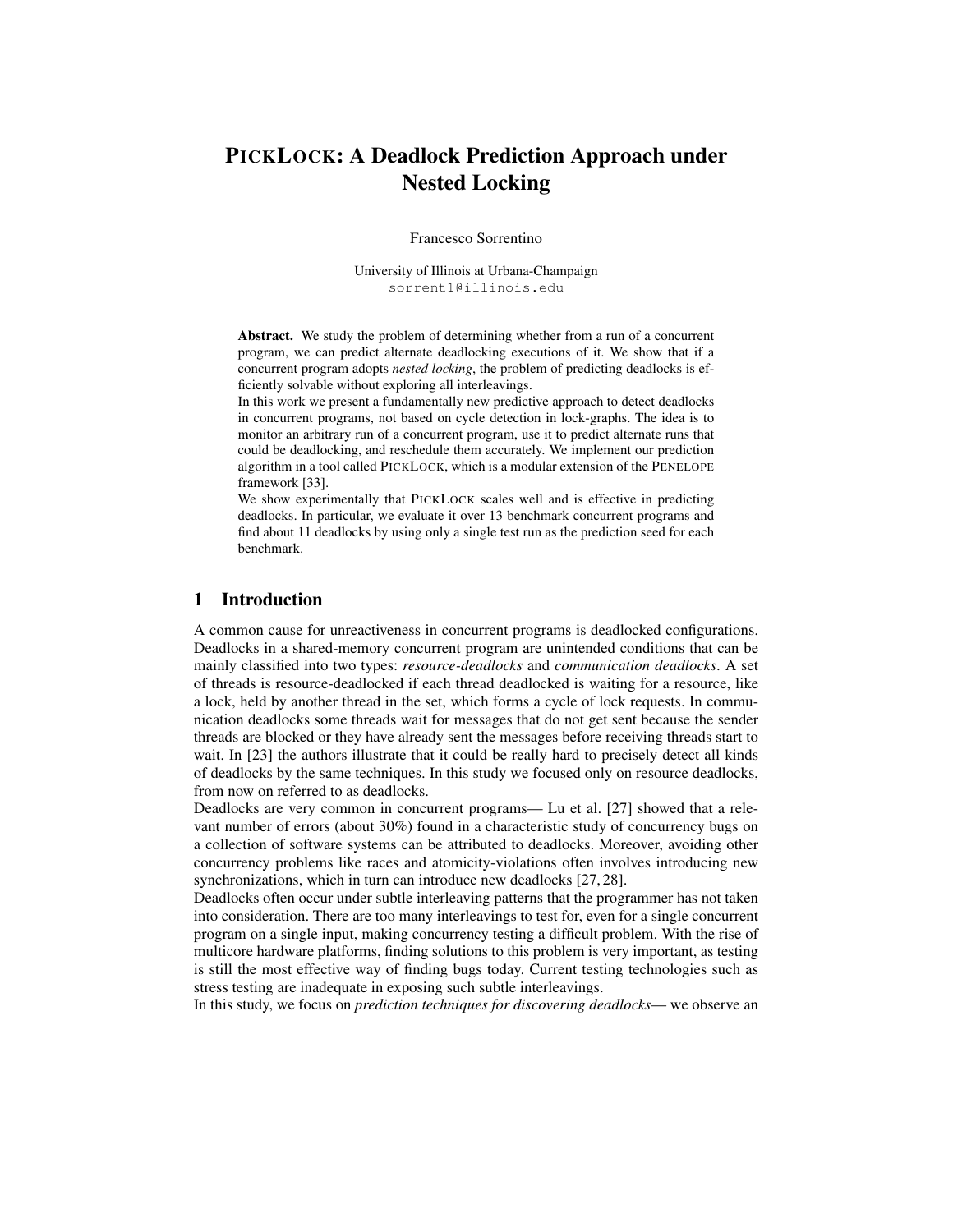# PICKLOCK: A Deadlock Prediction Approach under Nested Locking

Francesco Sorrentino

University of Illinois at Urbana-Champaign
sorrent1@illinois.edu

**Abstract.** We study the problem of determining whether from a run of a concurrent program, we can predict alternate deadlocking executions of it. We show that if a concurrent program adopts *nested locking*, the problem of predicting deadlocks is efficiently solvable without exploring all interleavings.
In this work we present a fundamentally new predictive approach to detect deadlocks in concurrent programs, not based on cycle detection in lock-graphs. The idea is to monitor an arbitrary run of a concurrent program, use it to predict alternate runs that could be deadlocking, and reschedule them accurately. We implement our prediction algorithm in a tool called PICKLOCK, which is a modular extension of the PENELOPE framework [33].
We show experimentally that PICKLOCK scales well and is effective in predicting deadlocks. In particular, we evaluate it over 13 benchmark concurrent programs and find about 11 deadlocks by using only a single test run as the prediction seed for each benchmark.

## 1 Introduction

A common cause for unreactiveness in concurrent programs is deadlocked configurations. Deadlocks in a shared-memory concurrent program are unintended conditions that can be mainly classified into two types: *resource-deadlocks* and *communication deadlocks*. A set of threads is resource-deadlocked if each thread deadlocked is waiting for a resource, like a lock, held by another thread in the set, which forms a cycle of lock requests. In communication deadlocks some threads wait for messages that do not get sent because the sender threads are blocked or they have already sent the messages before receiving threads start to wait. In [23] the authors illustrate that it could be really hard to precisely detect all kinds of deadlocks by the same techniques. In this study we focused only on resource deadlocks, from now on referred to as deadlocks.
Deadlocks are very common in concurrent programs— Lu et al. [27] showed that a relevant number of errors (about 30%) found in a characteristic study of concurrency bugs on a collection of software systems can be attributed to deadlocks. Moreover, avoiding other concurrency problems like races and atomicity-violations often involves introducing new synchronizations, which in turn can introduce new deadlocks [27, 28].
Deadlocks often occur under subtle interleaving patterns that the programmer has not taken into consideration. There are too many interleavings to test for, even for a single concurrent program on a single input, making concurrency testing a difficult problem. With the rise of multicore hardware platforms, finding solutions to this problem is very important, as testing is still the most effective way of finding bugs today. Current testing technologies such as stress testing are inadequate in exposing such subtle interleavings.
In this study, we focus on *prediction techniques for discovering deadlocks*— we observe an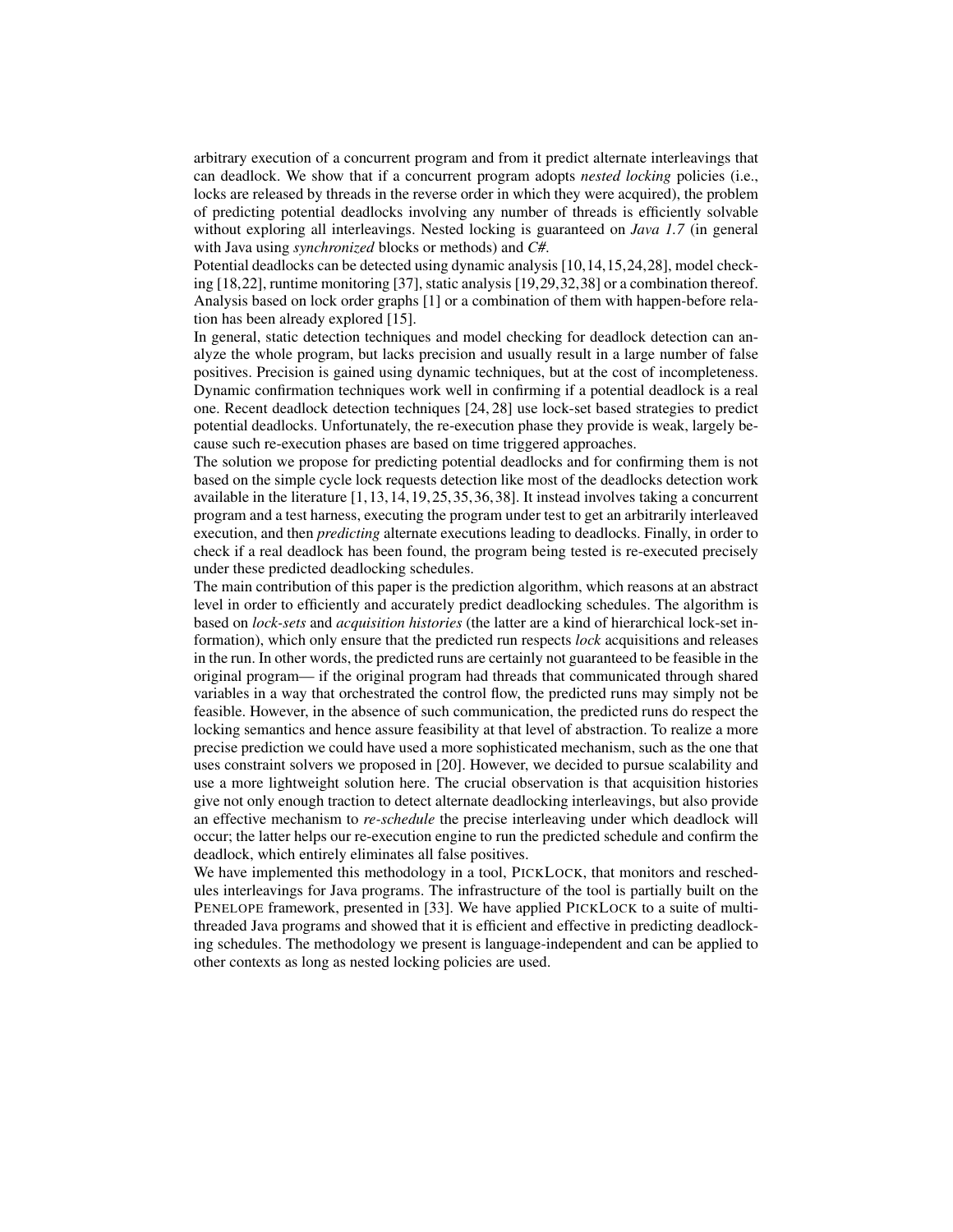arbitrary execution of a concurrent program and from it predict alternate interleavings that can deadlock. We show that if a concurrent program adopts *nested locking* policies (i.e., locks are released by threads in the reverse order in which they were acquired), the problem of predicting potential deadlocks involving any number of threads is efficiently solvable without exploring all interleavings. Nested locking is guaranteed on *Java 1.7* (in general with Java using *synchronized* blocks or methods) and *C#*.

Potential deadlocks can be detected using dynamic analysis [10,14,15,24,28], model checking [18,22], runtime monitoring [37], static analysis [19,29,32,38] or a combination thereof. Analysis based on lock order graphs [1] or a combination of them with happen-before relation has been already explored [15].

In general, static detection techniques and model checking for deadlock detection can analyze the whole program, but lacks precision and usually result in a large number of false positives. Precision is gained using dynamic techniques, but at the cost of incompleteness. Dynamic confirmation techniques work well in confirming if a potential deadlock is a real one. Recent deadlock detection techniques [24, 28] use lock-set based strategies to predict potential deadlocks. Unfortunately, the re-execution phase they provide is weak, largely because such re-execution phases are based on time triggered approaches.

The solution we propose for predicting potential deadlocks and for confirming them is not based on the simple cycle lock requests detection like most of the deadlocks detection work available in the literature [1, 13, 14, 19, 25, 35, 36, 38]. It instead involves taking a concurrent program and a test harness, executing the program under test to get an arbitrarily interleaved execution, and then *predicting* alternate executions leading to deadlocks. Finally, in order to check if a real deadlock has been found, the program being tested is re-executed precisely under these predicted deadlocking schedules.

The main contribution of this paper is the prediction algorithm, which reasons at an abstract level in order to efficiently and accurately predict deadlocking schedules. The algorithm is based on *lock-sets* and *acquisition histories* (the latter are a kind of hierarchical lock-set information), which only ensure that the predicted run respects *lock* acquisitions and releases in the run. In other words, the predicted runs are certainly not guaranteed to be feasible in the original program— if the original program had threads that communicated through shared variables in a way that orchestrated the control flow, the predicted runs may simply not be feasible. However, in the absence of such communication, the predicted runs do respect the locking semantics and hence assure feasibility at that level of abstraction. To realize a more precise prediction we could have used a more sophisticated mechanism, such as the one that uses constraint solvers we proposed in [20]. However, we decided to pursue scalability and use a more lightweight solution here. The crucial observation is that acquisition histories give not only enough traction to detect alternate deadlocking interleavings, but also provide an effective mechanism to *re-schedule* the precise interleaving under which deadlock will occur; the latter helps our re-execution engine to run the predicted schedule and confirm the deadlock, which entirely eliminates all false positives.

We have implemented this methodology in a tool, PICKLOCK, that monitors and reschedules interleavings for Java programs. The infrastructure of the tool is partially built on the PENELOPE framework, presented in [33]. We have applied PICKLOCK to a suite of multi-threaded Java programs and showed that it is efficient and effective in predicting deadlocking schedules. The methodology we present is language-independent and can be applied to other contexts as long as nested locking policies are used.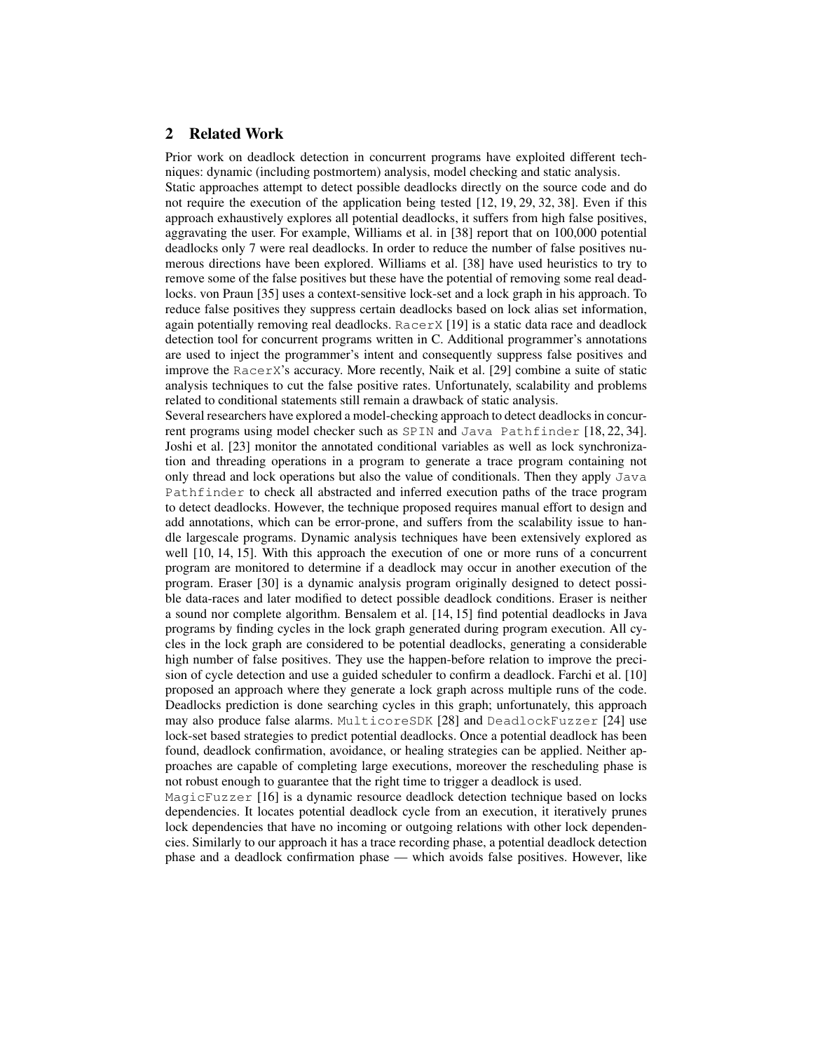## 2 Related Work

Prior work on deadlock detection in concurrent programs have exploited different techniques: dynamic (including postmortem) analysis, model checking and static analysis.

Static approaches attempt to detect possible deadlocks directly on the source code and do not require the execution of the application being tested [12, 19, 29, 32, 38]. Even if this approach exhaustively explores all potential deadlocks, it suffers from high false positives, aggravating the user. For example, Williams et al. in [38] report that on 100,000 potential deadlocks only 7 were real deadlocks. In order to reduce the number of false positives numerous directions have been explored. Williams et al. [38] have used heuristics to try to remove some of the false positives but these have the potential of removing some real deadlocks. von Praun [35] uses a context-sensitive lock-set and a lock graph in his approach. To reduce false positives they suppress certain deadlocks based on lock alias set information, again potentially removing real deadlocks. `RacerX` [19] is a static data race and deadlock detection tool for concurrent programs written in C. Additional programmer's annotations are used to inject the programmer's intent and consequently suppress false positives and improve the `RacerX`'s accuracy. More recently, Naik et al. [29] combine a suite of static analysis techniques to cut the false positive rates. Unfortunately, scalability and problems related to conditional statements still remain a drawback of static analysis.

Several researchers have explored a model-checking approach to detect deadlocks in concurrent programs using model checker such as `SPIN` and `Java Pathfinder` [18, 22, 34]. Joshi et al. [23] monitor the annotated conditional variables as well as lock synchronization and threading operations in a program to generate a trace program containing not only thread and lock operations but also the value of conditionals. Then they apply `Java Pathfinder` to check all abstracted and inferred execution paths of the trace program to detect deadlocks. However, the technique proposed requires manual effort to design and add annotations, which can be error-prone, and suffers from the scalability issue to handle largescale programs. Dynamic analysis techniques have been extensively explored as well [10, 14, 15]. With this approach the execution of one or more runs of a concurrent program are monitored to determine if a deadlock may occur in another execution of the program. Eraser [30] is a dynamic analysis program originally designed to detect possible data-races and later modified to detect possible deadlock conditions. Eraser is neither a sound nor complete algorithm. Bensalem et al. [14, 15] find potential deadlocks in Java programs by finding cycles in the lock graph generated during program execution. All cycles in the lock graph are considered to be potential deadlocks, generating a considerable high number of false positives. They use the happen-before relation to improve the precision of cycle detection and use a guided scheduler to confirm a deadlock. Farchi et al. [10] proposed an approach where they generate a lock graph across multiple runs of the code. Deadlocks prediction is done searching cycles in this graph; unfortunately, this approach may also produce false alarms. `MulticoreSDK` [28] and `DeadlockFuzzer` [24] use lock-set based strategies to predict potential deadlocks. Once a potential deadlock has been found, deadlock confirmation, avoidance, or healing strategies can be applied. Neither approaches are capable of completing large executions, moreover the rescheduling phase is not robust enough to guarantee that the right time to trigger a deadlock is used.

`MagicFuzzer` [16] is a dynamic resource deadlock detection technique based on locks dependencies. It locates potential deadlock cycle from an execution, it iteratively prunes lock dependencies that have no incoming or outgoing relations with other lock dependencies. Similarly to our approach it has a trace recording phase, a potential deadlock detection phase and a deadlock confirmation phase — which avoids false positives. However, like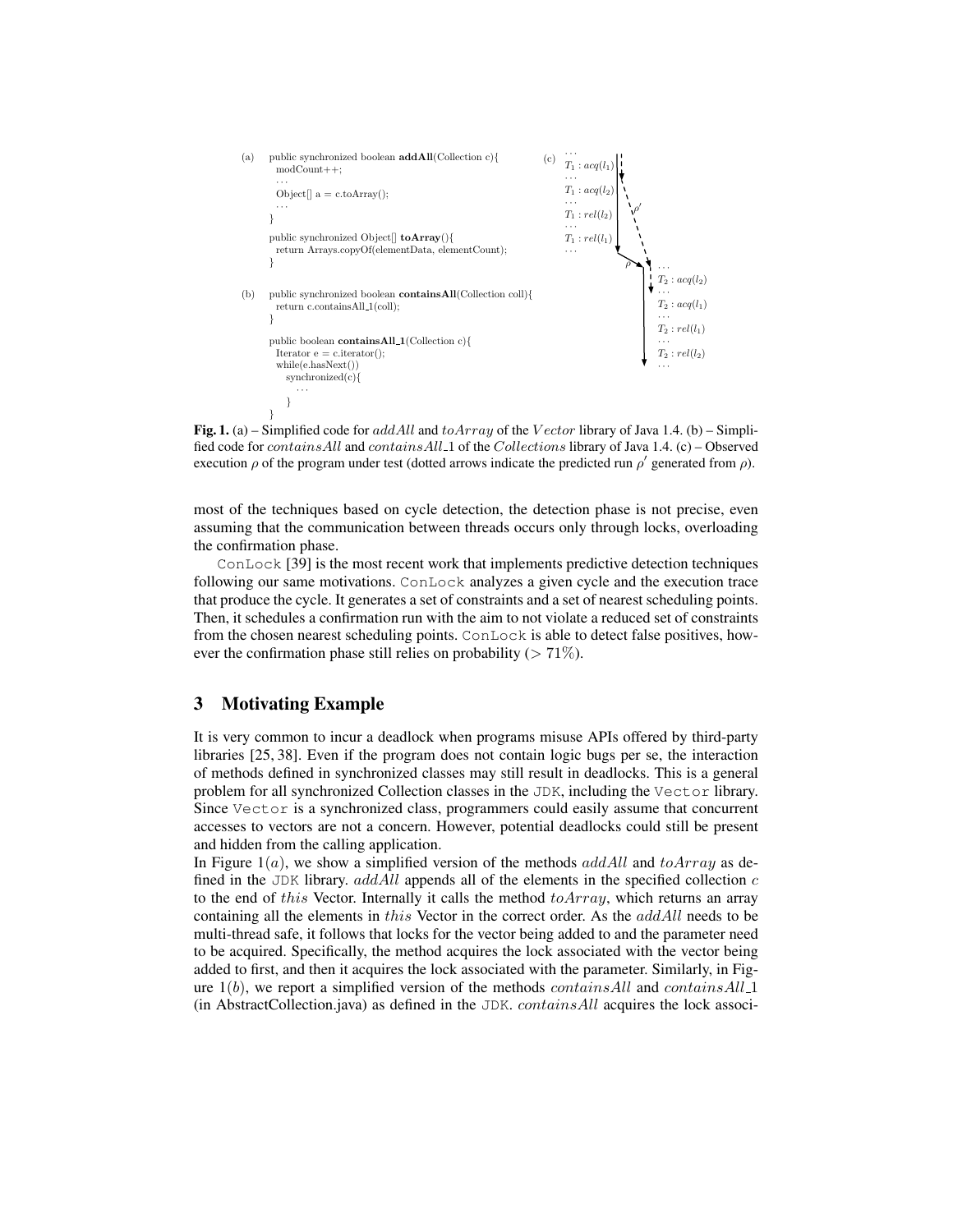(a)

```
public synchronized boolean addAll(Collection c){
  modCount++;
  ...
  Object[] a = c.toArray();
  ...
}

public synchronized Object[] toArray(){
  return Arrays.copyOf(elementData, elementCount);
}
```

(b)

```
public synchronized boolean containsAll(Collection coll){
  return c.containsAll_1(coll);
}

public boolean containsAll_1(Collection c){
  Iterator e = c.iterator();
  while(e.hasNext())
    synchronized(c){
      ...
    }
}
```

(c)

...
$T_1 : acq(l_1)$
...
$T_1 : acq(l_2)$
...
$T_1 : rel(l_2)$
...
$T_1 : rel(l_1)$
...
$\rho'$
$\rho$
...
$T_2 : acq(l_2)$
...
$T_2 : acq(l_1)$
...
$T_2 : rel(l_1)$
...
$T_2 : rel(l_2)$
...

**Fig. 1.** (a) – Simplified code for *addAll* and *toArray* of the *Vector* library of Java 1.4. (b) – Simplified code for *containsAll* and *containsAll_1* of the *Collections* library of Java 1.4. (c) – Observed execution $\rho$ of the program under test (dotted arrows indicate the predicted run $\rho'$ generated from $\rho$).

most of the techniques based on cycle detection, the detection phase is not precise, even assuming that the communication between threads occurs only through locks, overloading the confirmation phase.

ConLock [39] is the most recent work that implements predictive detection techniques following our same motivations. ConLock analyzes a given cycle and the execution trace that produce the cycle. It generates a set of constraints and a set of nearest scheduling points. Then, it schedules a confirmation run with the aim to not violate a reduced set of constraints from the chosen nearest scheduling points. ConLock is able to detect false positives, however the confirmation phase still relies on probability ($> 71\%$).

## 3 Motivating Example

It is very common to incur a deadlock when programs misuse APIs offered by third-party libraries [25, 38]. Even if the program does not contain logic bugs per se, the interaction of methods defined in synchronized classes may still result in deadlocks. This is a general problem for all synchronized Collection classes in the JDK, including the Vector library. Since Vector is a synchronized class, programmers could easily assume that concurrent accesses to vectors are not a concern. However, potential deadlocks could still be present and hidden from the calling application.

In Figure 1$(a)$, we show a simplified version of the methods *addAll* and *toArray* as defined in the JDK library. *addAll* appends all of the elements in the specified collection $c$ to the end of *this* Vector. Internally it calls the method *toArray*, which returns an array containing all the elements in *this* Vector in the correct order. As the *addAll* needs to be multi-thread safe, it follows that locks for the vector being added to and the parameter need to be acquired. Specifically, the method acquires the lock associated with the vector being added to first, and then it acquires the lock associated with the parameter. Similarly, in Figure 1$(b)$, we report a simplified version of the methods *containsAll* and *containsAll_1* (in AbstractCollection.java) as defined in the JDK. *containsAll* acquires the lock associ-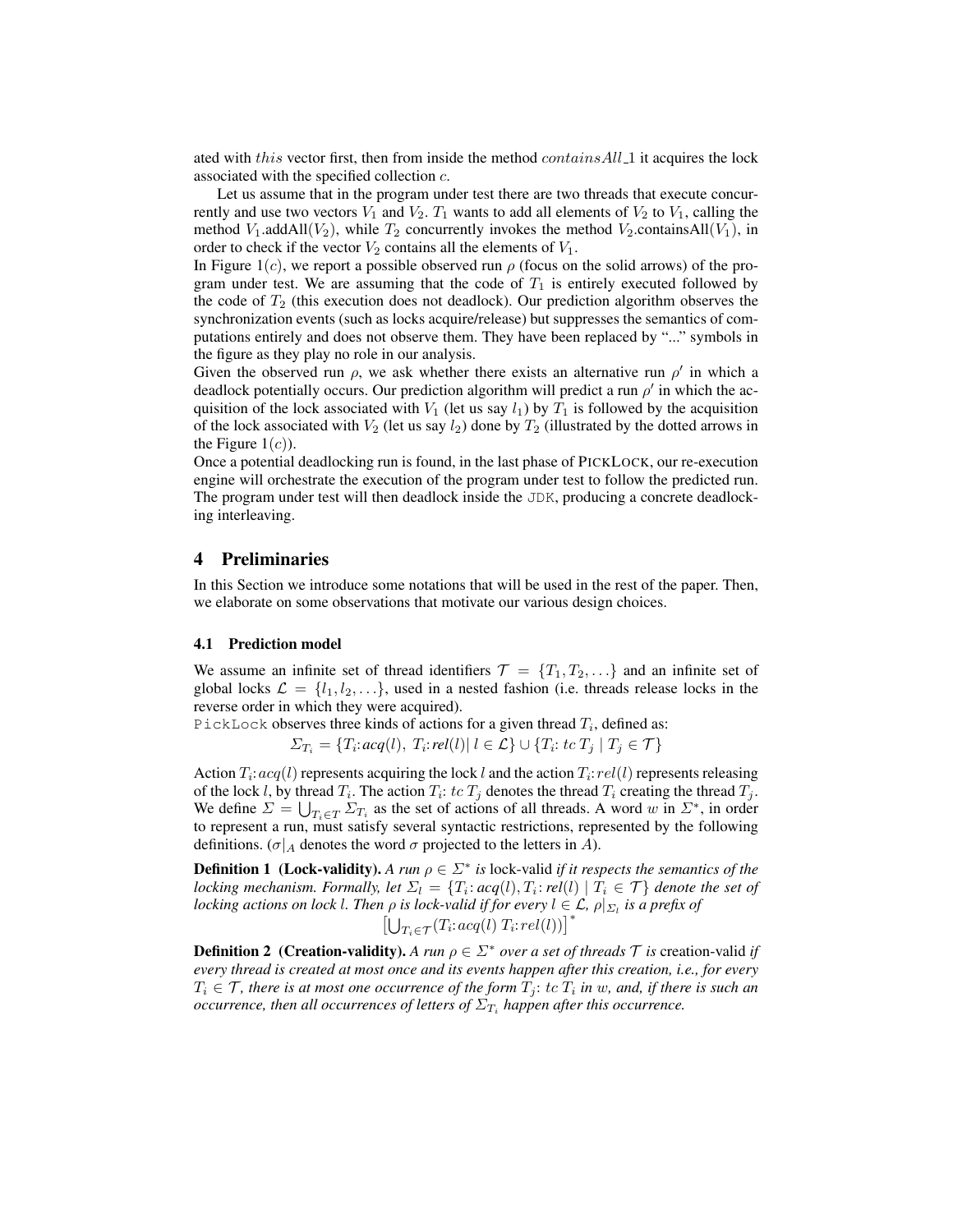ated with $this$ vector first, then from inside the method $containsAll\_1$ it acquires the lock associated with the specified collection $c$.

Let us assume that in the program under test there are two threads that execute concurrently and use two vectors $V_1$ and $V_2$. $T_1$ wants to add all elements of $V_2$ to $V_1$, calling the method $V_1$.addAll($V_2$), while $T_2$ concurrently invokes the method $V_2$.containsAll($V_1$), in order to check if the vector $V_2$ contains all the elements of $V_1$.

In Figure 1($c$), we report a possible observed run $\rho$ (focus on the solid arrows) of the program under test. We are assuming that the code of $T_1$ is entirely executed followed by the code of $T_2$ (this execution does not deadlock). Our prediction algorithm observes the synchronization events (such as locks acquire/release) but suppresses the semantics of computations entirely and does not observe them. They have been replaced by "..." symbols in the figure as they play no role in our analysis.

Given the observed run $\rho$, we ask whether there exists an alternative run $\rho'$ in which a deadlock potentially occurs. Our prediction algorithm will predict a run $\rho'$ in which the acquisition of the lock associated with $V_1$ (let us say $l_1$) by $T_1$ is followed by the acquisition of the lock associated with $V_2$ (let us say $l_2$) done by $T_2$ (illustrated by the dotted arrows in the Figure 1($c$)).

Once a potential deadlocking run is found, in the last phase of PICKLOCK, our re-execution engine will orchestrate the execution of the program under test to follow the predicted run. The program under test will then deadlock inside the JDK, producing a concrete deadlocking interleaving.

## 4 Preliminaries

In this Section we introduce some notations that will be used in the rest of the paper. Then, we elaborate on some observations that motivate our various design choices.

### 4.1 Prediction model

We assume an infinite set of thread identifiers $\mathcal{T} = \{T_1, T_2, \ldots\}$ and an infinite set of global locks $\mathcal{L} = \{l_1, l_2, \ldots\}$, used in a nested fashion (i.e. threads release locks in the reverse order in which they were acquired).

PickLock observes three kinds of actions for a given thread $T_i$, defined as:

$$\Sigma_{T_i} = \{T_i\colon acq(l),\ T_i\colon rel(l) \mid l \in \mathcal{L}\} \cup \{T_i\colon tc\ T_j \mid T_j \in \mathcal{T}\}$$

Action $T_i\colon acq(l)$ represents acquiring the lock $l$ and the action $T_i\colon rel(l)$ represents releasing of the lock $l$, by thread $T_i$. The action $T_i\colon tc\ T_j$ denotes the thread $T_i$ creating the thread $T_j$. We define $\Sigma = \bigcup_{T_i \in T} \Sigma_{T_i}$ as the set of actions of all threads. A word $w$ in $\Sigma^*$, in order to represent a run, must satisfy several syntactic restrictions, represented by the following definitions. ($\sigma|_A$ denotes the word $\sigma$ projected to the letters in $A$).

**Definition 1 (Lock-validity).** *A run $\rho \in \Sigma^*$ is* lock-valid *if it respects the semantics of the locking mechanism. Formally, let $\Sigma_l = \{T_i\colon acq(l), T_i\colon rel(l) \mid T_i \in \mathcal{T}\}$ denote the set of locking actions on lock $l$. Then $\rho$ is lock-valid if for every $l \in \mathcal{L}$, $\rho|_{\Sigma_l}$ is a prefix of*

$$\left[\bigcup_{T_i \in \mathcal{T}} (T_i\colon acq(l)\ T_i\colon rel(l))\right]^*$$

**Definition 2 (Creation-validity).** *A run $\rho \in \Sigma^*$ over a set of threads $\mathcal{T}$ is* creation-valid *if every thread is created at most once and its events happen after this creation, i.e., for every $T_i \in \mathcal{T}$, there is at most one occurrence of the form $T_j\colon tc\ T_i$ in $w$, and, if there is such an occurrence, then all occurrences of letters of $\Sigma_{T_i}$ happen after this occurrence.*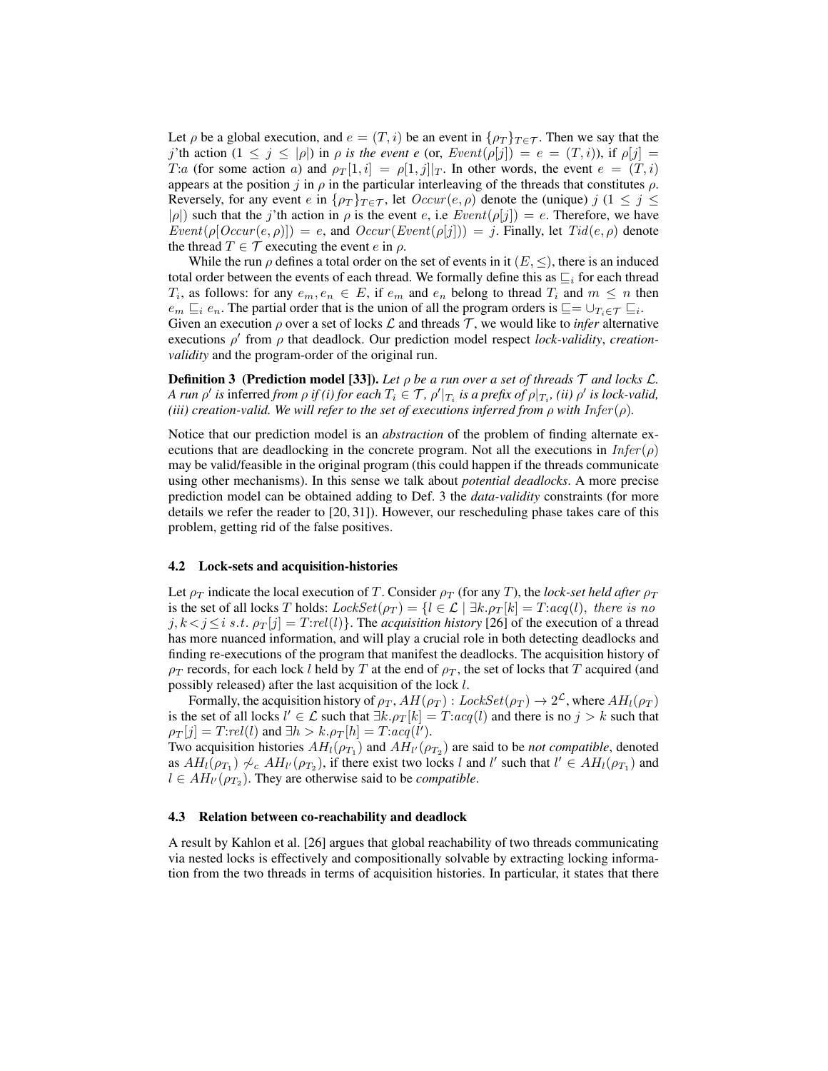Let $\rho$ be a global execution, and $e = (T, i)$ be an event in $\{\rho_T\}_{T \in \mathcal{T}}$. Then we say that the $j$'th action ($1 \leq j \leq |\rho|$) in $\rho$ *is the event e* (or, $Event(\rho[j]) = e = (T, i)$), if $\rho[j] = T{:}a$ (for some action $a$) and $\rho_T[1, i] = \rho[1, j]|_T$. In other words, the event $e = (T, i)$ appears at the position $j$ in $\rho$ in the particular interleaving of the threads that constitutes $\rho$. Reversely, for any event $e$ in $\{\rho_T\}_{T \in \mathcal{T}}$, let $Occur(e, \rho)$ denote the (unique) $j$ ($1 \leq j \leq |\rho|$) such that the $j$'th action in $\rho$ is the event $e$, i.e $Event(\rho[j]) = e$. Therefore, we have $Event(\rho[Occur(e, \rho)]) = e$, and $Occur(Event(\rho[j])) = j$. Finally, let $Tid(e, \rho)$ denote the thread $T \in \mathcal{T}$ executing the event $e$ in $\rho$.

While the run $\rho$ defines a total order on the set of events in it $(E, \leq)$, there is an induced total order between the events of each thread. We formally define this as $\sqsubseteq_i$ for each thread $T_i$, as follows: for any $e_m, e_n \in E$, if $e_m$ and $e_n$ belong to thread $T_i$ and $m \leq n$ then $e_m \sqsubseteq_i e_n$. The partial order that is the union of all the program orders is $\sqsubseteq = \cup_{T_i \in \mathcal{T}} \sqsubseteq_i$.
Given an execution $\rho$ over a set of locks $\mathcal{L}$ and threads $\mathcal{T}$, we would like to *infer* alternative executions $\rho'$ from $\rho$ that deadlock. Our prediction model respect *lock-validity*, *creation-validity* and the program-order of the original run.

**Definition 3 (Prediction model [33]).** *Let $\rho$ be a run over a set of threads $\mathcal{T}$ and locks $\mathcal{L}$. A run $\rho'$ is* inferred *from $\rho$ if (i) for each $T_i \in \mathcal{T}$, $\rho'|_{T_i}$ is a prefix of $\rho|_{T_i}$, (ii) $\rho'$ is lock-valid, (iii) creation-valid. We will refer to the set of executions inferred from $\rho$ with $Infer(\rho)$.*

Notice that our prediction model is an *abstraction* of the problem of finding alternate executions that are deadlocking in the concrete program. Not all the executions in $Infer(\rho)$ may be valid/feasible in the original program (this could happen if the threads communicate using other mechanisms). In this sense we talk about *potential deadlocks*. A more precise prediction model can be obtained adding to Def. 3 the *data-validity* constraints (for more details we refer the reader to [20, 31]). However, our rescheduling phase takes care of this problem, getting rid of the false positives.

### 4.2 Lock-sets and acquisition-histories

Let $\rho_T$ indicate the local execution of $T$. Consider $\rho_T$ (for any $T$), the *lock-set held after* $\rho_T$ is the set of all locks $T$ holds: $LockSet(\rho_T) = \{l \in \mathcal{L} \mid \exists k. \rho_T[k] = T{:}acq(l),\ \text{there is no}\ j, k < j \leq i\ s.t.\ \rho_T[j] = T{:}rel(l)\}$. The *acquisition history* [26] of the execution of a thread has more nuanced information, and will play a crucial role in both detecting deadlocks and finding re-executions of the program that manifest the deadlocks. The acquisition history of $\rho_T$ records, for each lock $l$ held by $T$ at the end of $\rho_T$, the set of locks that $T$ acquired (and possibly released) after the last acquisition of the lock $l$.

Formally, the acquisition history of $\rho_T$, $AH(\rho_T) : LockSet(\rho_T) \rightarrow 2^{\mathcal{L}}$, where $AH_l(\rho_T)$ is the set of all locks $l' \in \mathcal{L}$ such that $\exists k. \rho_T[k] = T{:}acq(l)$ and there is no $j > k$ such that $\rho_T[j] = T{:}rel(l)$ and $\exists h > k. \rho_T[h] = T{:}acq(l')$.
Two acquisition histories $AH_l(\rho_{T_1})$ and $AH_{l'}(\rho_{T_2})$ are said to be *not compatible*, denoted as $AH_l(\rho_{T_1}) \not\sim_c AH_{l'}(\rho_{T_2})$, if there exist two locks $l$ and $l'$ such that $l' \in AH_l(\rho_{T_1})$ and $l \in AH_{l'}(\rho_{T_2})$. They are otherwise said to be *compatible*.

### 4.3 Relation between co-reachability and deadlock

A result by Kahlon et al. [26] argues that global reachability of two threads communicating via nested locks is effectively and compositionally solvable by extracting locking information from the two threads in terms of acquisition histories. In particular, it states that there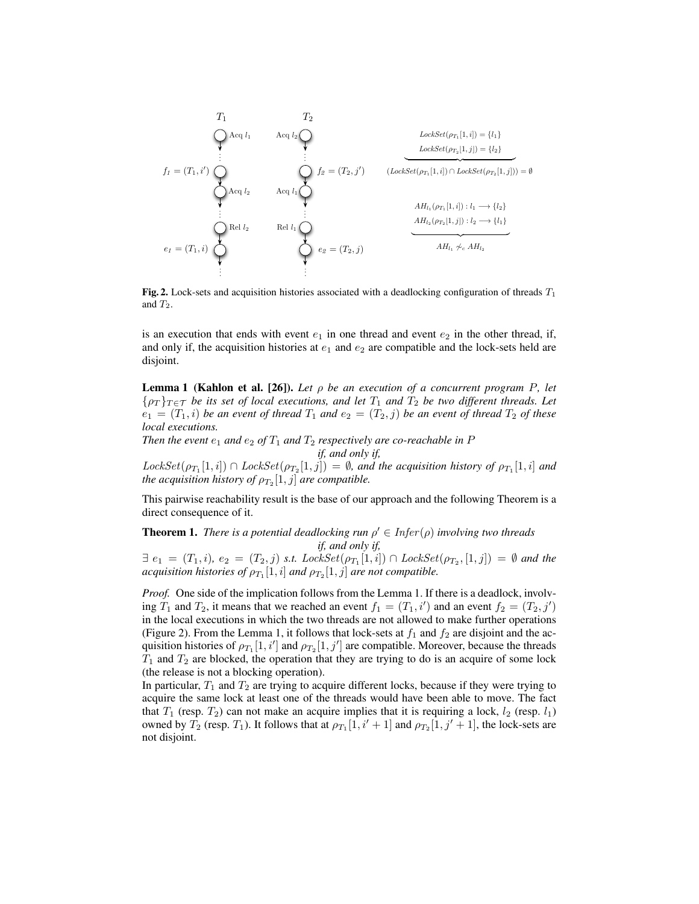**Fig. 2.** Lock-sets and acquisition histories associated with a deadlocking configuration of threads $T_1$ and $T_2$.

is an execution that ends with event $e_1$ in one thread and event $e_2$ in the other thread, if, and only if, the acquisition histories at $e_1$ and $e_2$ are compatible and the lock-sets held are disjoint.

**Lemma 1 (Kahlon et al. [26]).** *Let $\rho$ be an execution of a concurrent program $P$, let $\{\rho_T\}_{T \in \mathcal{T}}$ be its set of local executions, and let $T_1$ and $T_2$ be two different threads. Let $e_1 = (T_1, i)$ be an event of thread $T_1$ and $e_2 = (T_2, j)$ be an event of thread $T_2$ of these local executions.*
*Then the event $e_1$ and $e_2$ of $T_1$ and $T_2$ respectively are co-reachable in $P$*
*if, and only if,*
*$LockSet(\rho_{T_1}[1,i]) \cap LockSet(\rho_{T_2}[1,j]) = \emptyset$, and the acquisition history of $\rho_{T_1}[1,i]$ and the acquisition history of $\rho_{T_2}[1,j]$ are compatible.*

This pairwise reachability result is the base of our approach and the following Theorem is a direct consequence of it.

**Theorem 1.** *There is a potential deadlocking run $\rho' \in Infer(\rho)$ involving two threads*
*if, and only if,*
*$\exists\ e_1 = (T_1, i),\ e_2 = (T_2, j)$ s.t. $LockSet(\rho_{T_1}[1,i]) \cap LockSet(\rho_{T_2}, [1,j]) = \emptyset$ and the acquisition histories of $\rho_{T_1}[1,i]$ and $\rho_{T_2}[1,j]$ are not compatible.*

*Proof.* One side of the implication follows from the Lemma 1. If there is a deadlock, involving $T_1$ and $T_2$, it means that we reached an event $f_1 = (T_1, i')$ and an event $f_2 = (T_2, j')$ in the local executions in which the two threads are not allowed to make further operations (Figure 2). From the Lemma 1, it follows that lock-sets at $f_1$ and $f_2$ are disjoint and the acquisition histories of $\rho_{T_1}[1,i']$ and $\rho_{T_2}[1,j']$ are compatible. Moreover, because the threads $T_1$ and $T_2$ are blocked, the operation that they are trying to do is an acquire of some lock (the release is not a blocking operation).
In particular, $T_1$ and $T_2$ are trying to acquire different locks, because if they were trying to acquire the same lock at least one of the threads would have been able to move. The fact that $T_1$ (resp. $T_2$) can not make an acquire implies that it is requiring a lock, $l_2$ (resp. $l_1$) owned by $T_2$ (resp. $T_1$). It follows that at $\rho_{T_1}[1,i'+1]$ and $\rho_{T_2}[1,j'+1]$, the lock-sets are not disjoint.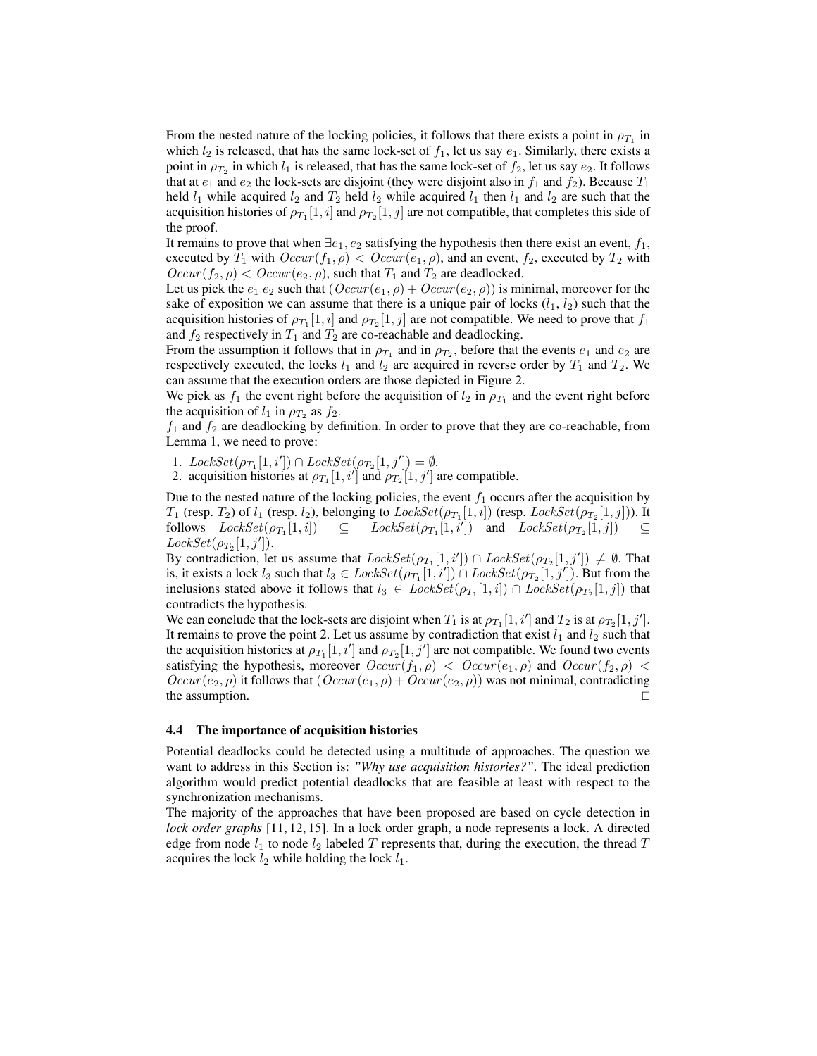From the nested nature of the locking policies, it follows that there exists a point in $\rho_{T_1}$ in which $l_2$ is released, that has the same lock-set of $f_1$, let us say $e_1$. Similarly, there exists a point in $\rho_{T_2}$ in which $l_1$ is released, that has the same lock-set of $f_2$, let us say $e_2$. It follows that at $e_1$ and $e_2$ the lock-sets are disjoint (they were disjoint also in $f_1$ and $f_2$). Because $T_1$ held $l_1$ while acquired $l_2$ and $T_2$ held $l_2$ while acquired $l_1$ then $l_1$ and $l_2$ are such that the acquisition histories of $\rho_{T_1}[1, i]$ and $\rho_{T_2}[1, j]$ are not compatible, that completes this side of the proof.

It remains to prove that when $\exists e_1, e_2$ satisfying the hypothesis then there exist an event, $f_1$, executed by $T_1$ with $Occur(f_1, \rho) < Occur(e_1, \rho)$, and an event, $f_2$, executed by $T_2$ with $Occur(f_2, \rho) < Occur(e_2, \rho)$, such that $T_1$ and $T_2$ are deadlocked.

Let us pick the $e_1$ $e_2$ such that $(Occur(e_1, \rho) + Occur(e_2, \rho))$ is minimal, moreover for the sake of exposition we can assume that there is a unique pair of locks $(l_1, l_2)$ such that the acquisition histories of $\rho_{T_1}[1, i]$ and $\rho_{T_2}[1, j]$ are not compatible. We need to prove that $f_1$ and $f_2$ respectively in $T_1$ and $T_2$ are co-reachable and deadlocking.

From the assumption it follows that in $\rho_{T_1}$ and in $\rho_{T_2}$, before that the events $e_1$ and $e_2$ are respectively executed, the locks $l_1$ and $l_2$ are acquired in reverse order by $T_1$ and $T_2$. We can assume that the execution orders are those depicted in Figure 2.

We pick as $f_1$ the event right before the acquisition of $l_2$ in $\rho_{T_1}$ and the event right before the acquisition of $l_1$ in $\rho_{T_2}$ as $f_2$.

$f_1$ and $f_2$ are deadlocking by definition. In order to prove that they are co-reachable, from Lemma 1, we need to prove:

1. $LockSet(\rho_{T_1}[1, i']) \cap LockSet(\rho_{T_2}[1, j']) = \emptyset$.
2. acquisition histories at $\rho_{T_1}[1, i']$ and $\rho_{T_2}[1, j']$ are compatible.

Due to the nested nature of the locking policies, the event $f_1$ occurs after the acquisition by $T_1$ (resp. $T_2$) of $l_1$ (resp. $l_2$), belonging to $LockSet(\rho_{T_1}[1, i])$ (resp. $LockSet(\rho_{T_2}[1, j])$). It follows $LockSet(\rho_{T_1}[1, i]) \subseteq LockSet(\rho_{T_1}[1, i'])$ and $LockSet(\rho_{T_2}[1, j]) \subseteq LockSet(\rho_{T_2}[1, j'])$.

By contradiction, let us assume that $LockSet(\rho_{T_1}[1, i']) \cap LockSet(\rho_{T_2}[1, j']) \neq \emptyset$. That is, it exists a lock $l_3$ such that $l_3 \in LockSet(\rho_{T_1}[1, i']) \cap LockSet(\rho_{T_2}[1, j'])$. But from the inclusions stated above it follows that $l_3 \in LockSet(\rho_{T_1}[1, i]) \cap LockSet(\rho_{T_2}[1, j])$ that contradicts the hypothesis.

We can conclude that the lock-sets are disjoint when $T_1$ is at $\rho_{T_1}[1, i']$ and $T_2$ is at $\rho_{T_2}[1, j']$. It remains to prove the point 2. Let us assume by contradiction that exist $l_1$ and $l_2$ such that the acquisition histories at $\rho_{T_1}[1, i']$ and $\rho_{T_2}[1, j']$ are not compatible. We found two events satisfying the hypothesis, moreover $Occur(f_1, \rho) < Occur(e_1, \rho)$ and $Occur(f_2, \rho) < Occur(e_2, \rho)$ it follows that $(Occur(e_1, \rho) + Occur(e_2, \rho))$ was not minimal, contradicting the assumption. □

### 4.4 The importance of acquisition histories

Potential deadlocks could be detected using a multitude of approaches. The question we want to address in this Section is: *"Why use acquisition histories?"*. The ideal prediction algorithm would predict potential deadlocks that are feasible at least with respect to the synchronization mechanisms.

The majority of the approaches that have been proposed are based on cycle detection in *lock order graphs* [11, 12, 15]. In a lock order graph, a node represents a lock. A directed edge from node $l_1$ to node $l_2$ labeled $T$ represents that, during the execution, the thread $T$ acquires the lock $l_2$ while holding the lock $l_1$.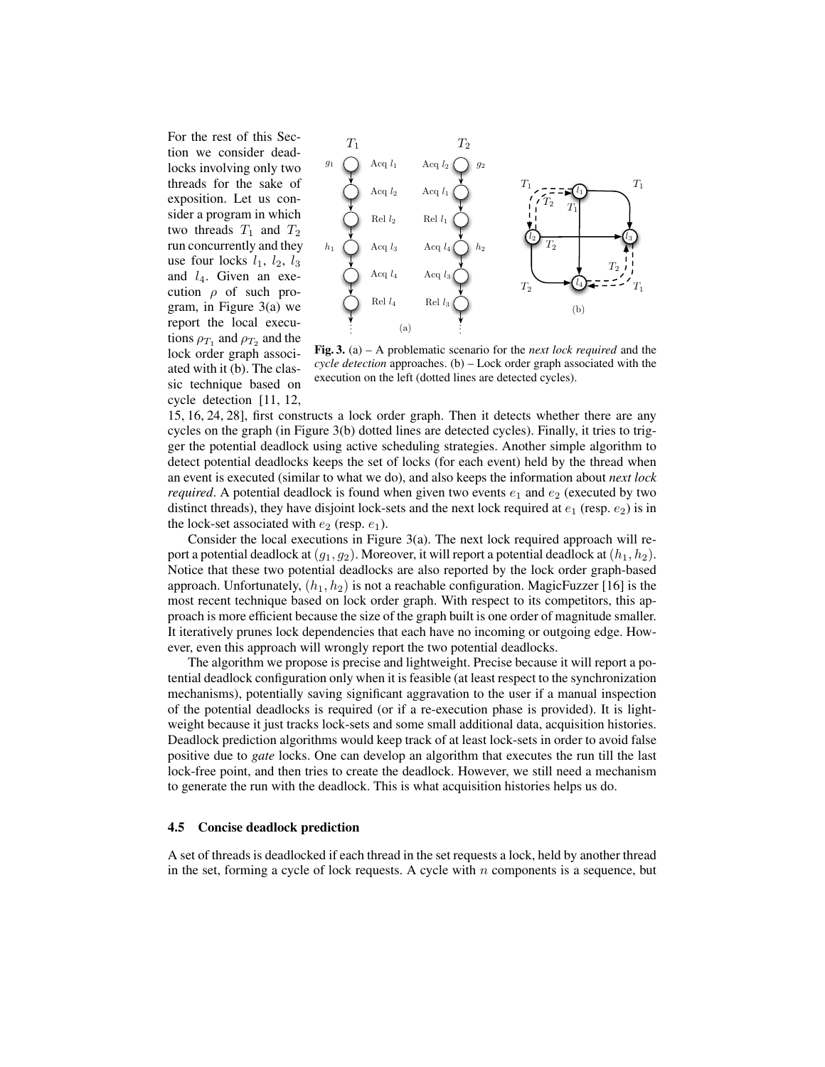For the rest of this Section we consider deadlocks involving only two threads for the sake of exposition. Let us consider a program in which two threads $T_1$ and $T_2$ run concurrently and they use four locks $l_1$, $l_2$, $l_3$ and $l_4$. Given an execution $\rho$ of such program, in Figure 3(a) we report the local executions $\rho_{T_1}$ and $\rho_{T_2}$ and the lock order graph associated with it (b). The classic technique based on cycle detection [11, 12, 15, 16, 24, 28], first constructs a lock order graph. Then it detects whether there are any cycles on the graph (in Figure 3(b) dotted lines are detected cycles). Finally, it tries to trigger the potential deadlock using active scheduling strategies. Another simple algorithm to detect potential deadlocks keeps the set of locks (for each event) held by the thread when an event is executed (similar to what we do), and also keeps the information about *next lock required*. A potential deadlock is found when given two events $e_1$ and $e_2$ (executed by two distinct threads), they have disjoint lock-sets and the next lock required at $e_1$ (resp. $e_2$) is in the lock-set associated with $e_2$ (resp. $e_1$).

**Fig. 3.** (a) – A problematic scenario for the *next lock required* and the *cycle detection* approaches. (b) – Lock order graph associated with the execution on the left (dotted lines are detected cycles).

Consider the local executions in Figure 3(a). The next lock required approach will report a potential deadlock at $(g_1, g_2)$. Moreover, it will report a potential deadlock at $(h_1, h_2)$. Notice that these two potential deadlocks are also reported by the lock order graph-based approach. Unfortunately, $(h_1, h_2)$ is not a reachable configuration. MagicFuzzer [16] is the most recent technique based on lock order graph. With respect to its competitors, this approach is more efficient because the size of the graph built is one order of magnitude smaller. It iteratively prunes lock dependencies that each have no incoming or outgoing edge. However, even this approach will wrongly report the two potential deadlocks.

The algorithm we propose is precise and lightweight. Precise because it will report a potential deadlock configuration only when it is feasible (at least respect to the synchronization mechanisms), potentially saving significant aggravation to the user if a manual inspection of the potential deadlocks is required (or if a re-execution phase is provided). It is lightweight because it just tracks lock-sets and some small additional data, acquisition histories. Deadlock prediction algorithms would keep track of at least lock-sets in order to avoid false positive due to *gate* locks. One can develop an algorithm that executes the run till the last lock-free point, and then tries to create the deadlock. However, we still need a mechanism to generate the run with the deadlock. This is what acquisition histories helps us do.

### 4.5 Concise deadlock prediction

A set of threads is deadlocked if each thread in the set requests a lock, held by another thread in the set, forming a cycle of lock requests. A cycle with $n$ components is a sequence, but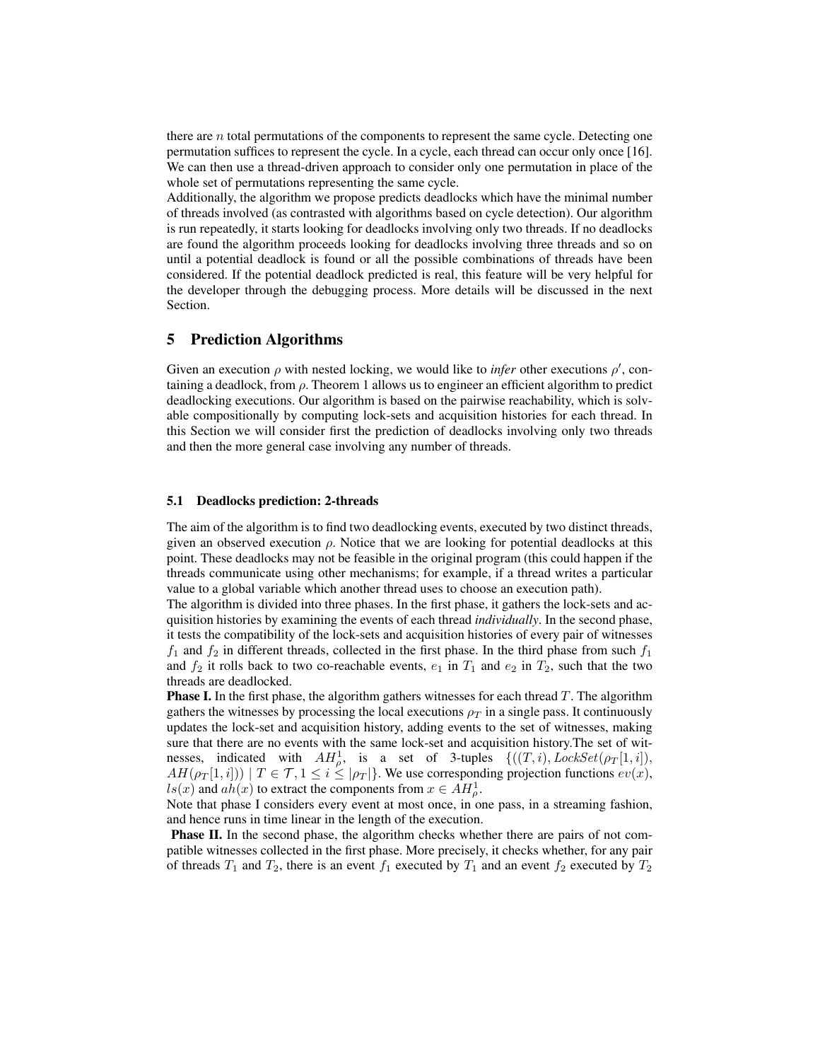there are $n$ total permutations of the components to represent the same cycle. Detecting one permutation suffices to represent the cycle. In a cycle, each thread can occur only once [16]. We can then use a thread-driven approach to consider only one permutation in place of the whole set of permutations representing the same cycle.

Additionally, the algorithm we propose predicts deadlocks which have the minimal number of threads involved (as contrasted with algorithms based on cycle detection). Our algorithm is run repeatedly, it starts looking for deadlocks involving only two threads. If no deadlocks are found the algorithm proceeds looking for deadlocks involving three threads and so on until a potential deadlock is found or all the possible combinations of threads have been considered. If the potential deadlock predicted is real, this feature will be very helpful for the developer through the debugging process. More details will be discussed in the next Section.

## 5 Prediction Algorithms

Given an execution $\rho$ with nested locking, we would like to *infer* other executions $\rho'$, containing a deadlock, from $\rho$. Theorem 1 allows us to engineer an efficient algorithm to predict deadlocking executions. Our algorithm is based on the pairwise reachability, which is solvable compositionally by computing lock-sets and acquisition histories for each thread. In this Section we will consider first the prediction of deadlocks involving only two threads and then the more general case involving any number of threads.

### 5.1 Deadlocks prediction: 2-threads

The aim of the algorithm is to find two deadlocking events, executed by two distinct threads, given an observed execution $\rho$. Notice that we are looking for potential deadlocks at this point. These deadlocks may not be feasible in the original program (this could happen if the threads communicate using other mechanisms; for example, if a thread writes a particular value to a global variable which another thread uses to choose an execution path).

The algorithm is divided into three phases. In the first phase, it gathers the lock-sets and acquisition histories by examining the events of each thread *individually*. In the second phase, it tests the compatibility of the lock-sets and acquisition histories of every pair of witnesses $f_1$ and $f_2$ in different threads, collected in the first phase. In the third phase from such $f_1$ and $f_2$ it rolls back to two co-reachable events, $e_1$ in $T_1$ and $e_2$ in $T_2$, such that the two threads are deadlocked.

**Phase I.** In the first phase, the algorithm gathers witnesses for each thread $T$. The algorithm gathers the witnesses by processing the local executions $\rho_T$ in a single pass. It continuously updates the lock-set and acquisition history, adding events to the set of witnesses, making sure that there are no events with the same lock-set and acquisition history.The set of witnesses, indicated with $AH^1_\rho$, is a set of 3-tuples $\{((T,i), LockSet(\rho_T[1,i]), AH(\rho_T[1,i])) \mid T \in \mathcal{T}, 1 \le i \le |\rho_T|\}$. We use corresponding projection functions $ev(x)$, $ls(x)$ and $ah(x)$ to extract the components from $x \in AH^1_\rho$.

Note that phase I considers every event at most once, in one pass, in a streaming fashion, and hence runs in time linear in the length of the execution.

**Phase II.** In the second phase, the algorithm checks whether there are pairs of not compatible witnesses collected in the first phase. More precisely, it checks whether, for any pair of threads $T_1$ and $T_2$, there is an event $f_1$ executed by $T_1$ and an event $f_2$ executed by $T_2$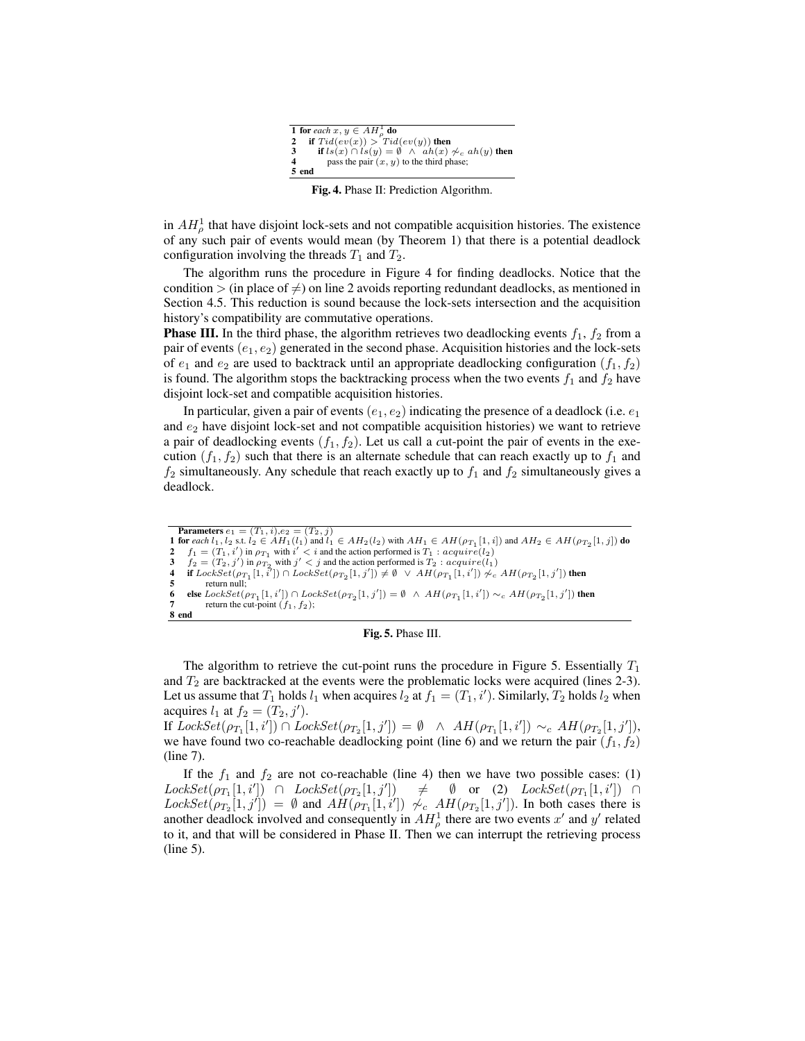```
1 for each x, y ∈ AH_ρ^1 do
2   if Tid(ev(x)) > Tid(ev(y)) then
3     if ls(x) ∩ ls(y) = ∅ ∧ ah(x) ≁_c ah(y) then
4       pass the pair (x, y) to the third phase;
5 end
```

**Fig. 4.** Phase II: Prediction Algorithm.

in $AH_\rho^1$ that have disjoint lock-sets and not compatible acquisition histories. The existence of any such pair of events would mean (by Theorem 1) that there is a potential deadlock configuration involving the threads $T_1$ and $T_2$.

The algorithm runs the procedure in Figure 4 for finding deadlocks. Notice that the condition $>$ (in place of $\neq$) on line 2 avoids reporting redundant deadlocks, as mentioned in Section 4.5. This reduction is sound because the lock-sets intersection and the acquisition history's compatibility are commutative operations.

**Phase III.** In the third phase, the algorithm retrieves two deadlocking events $f_1$, $f_2$ from a pair of events $(e_1, e_2)$ generated in the second phase. Acquisition histories and the lock-sets of $e_1$ and $e_2$ are used to backtrack until an appropriate deadlocking configuration $(f_1, f_2)$ is found. The algorithm stops the backtracking process when the two events $f_1$ and $f_2$ have disjoint lock-set and compatible acquisition histories.

In particular, given a pair of events $(e_1, e_2)$ indicating the presence of a deadlock (i.e. $e_1$ and $e_2$ have disjoint lock-set and not compatible acquisition histories) we want to retrieve a pair of deadlocking events $(f_1, f_2)$. Let us call a *c*ut-point the pair of events in the execution $(f_1, f_2)$ such that there is an alternate schedule that can reach exactly up to $f_1$ and $f_2$ simultaneously. Any schedule that reach exactly up to $f_1$ and $f_2$ simultaneously gives a deadlock.

```
  Parameters e1 = (T1, i), e2 = (T2, j)
1 for each l1, l2 s.t. l2 ∈ AH1(l1) and l1 ∈ AH2(l2) with AH1 ∈ AH(ρ_T1[1, i]) and AH2 ∈ AH(ρ_T2[1, j]) do
2   f1 = (T1, i') in ρ_T1 with i' < i and the action performed is T1 : acquire(l2)
3   f2 = (T2, j') in ρ_T2 with j' < j and the action performed is T2 : acquire(l1)
4   if LockSet(ρ_T1[1, i']) ∩ LockSet(ρ_T2[1, j']) ≠ ∅ ∨ AH(ρ_T1[1, i']) ≁_c AH(ρ_T2[1, j']) then
5       return null;
6   else LockSet(ρ_T1[1, i']) ∩ LockSet(ρ_T2[1, j']) = ∅ ∧ AH(ρ_T1[1, i']) ∼_c AH(ρ_T2[1, j']) then
7       return the cut-point (f1, f2);
8 end
```

**Fig. 5.** Phase III.

The algorithm to retrieve the cut-point runs the procedure in Figure 5. Essentially $T_1$ and $T_2$ are backtracked at the events were the problematic locks were acquired (lines 2-3). Let us assume that $T_1$ holds $l_1$ when acquires $l_2$ at $f_1 = (T_1, i')$. Similarly, $T_2$ holds $l_2$ when acquires $l_1$ at $f_2 = (T_2, j')$.

If $LockSet(\rho_{T_1}[1, i']) \cap LockSet(\rho_{T_2}[1, j']) = \emptyset \ \wedge \ AH(\rho_{T_1}[1, i']) \sim_c AH(\rho_{T_2}[1, j'])$, we have found two co-reachable deadlocking point (line 6) and we return the pair $(f_1, f_2)$ (line 7).

If the $f_1$ and $f_2$ are not co-reachable (line 4) then we have two possible cases: (1) $LockSet(\rho_{T_1}[1, i']) \cap LockSet(\rho_{T_2}[1, j']) \neq \emptyset$ or (2) $LockSet(\rho_{T_1}[1, i']) \cap LockSet(\rho_{T_2}[1, j']) = \emptyset$ and $AH(\rho_{T_1}[1, i']) \not\sim_c AH(\rho_{T_2}[1, j'])$. In both cases there is another deadlock involved and consequently in $AH_\rho^1$ there are two events $x'$ and $y'$ related to it, and that will be considered in Phase II. Then we can interrupt the retrieving process (line 5).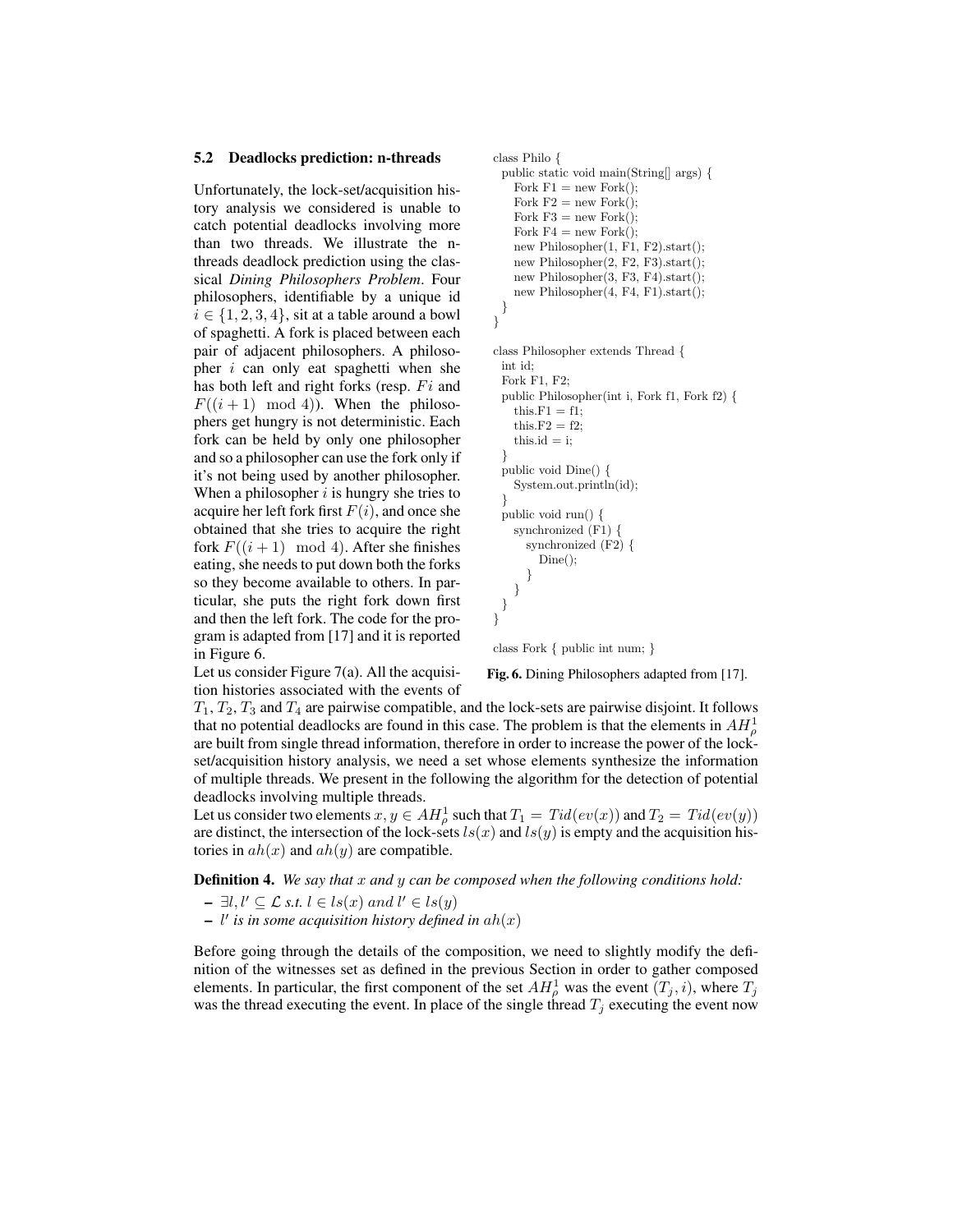### 5.2 Deadlocks prediction: n-threads

Unfortunately, the lock-set/acquisition history analysis we considered is unable to catch potential deadlocks involving more than two threads. We illustrate the n-threads deadlock prediction using the classical *Dining Philosophers Problem*. Four philosophers, identifiable by a unique id $i \in \{1, 2, 3, 4\}$, sit at a table around a bowl of spaghetti. A fork is placed between each pair of adjacent philosophers. A philosopher $i$ can only eat spaghetti when she has both left and right forks (resp. $Fi$ and $F((i+1) \mod 4)$). When the philosophers get hungry is not deterministic. Each fork can be held by only one philosopher and so a philosopher can use the fork only if it's not being used by another philosopher. When a philosopher $i$ is hungry she tries to acquire her left fork first $F(i)$, and once she obtained that she tries to acquire the right fork $F((i+1) \mod 4)$. After she finishes eating, she needs to put down both the forks so they become available to others. In particular, she puts the right fork down first and then the left fork. The code for the program is adapted from [17] and it is reported in Figure 6.

```
class Philo {
  public static void main(String[] args) {
    Fork F1 = new Fork();
    Fork F2 = new Fork();
    Fork F3 = new Fork();
    Fork F4 = new Fork();
    new Philosopher(1, F1, F2).start();
    new Philosopher(2, F2, F3).start();
    new Philosopher(3, F3, F4).start();
    new Philosopher(4, F4, F1).start();
  }
}

class Philosopher extends Thread {
  int id;
  Fork F1, F2;
  public Philosopher(int i, Fork f1, Fork f2) {
    this.F1 = f1;
    this.F2 = f2;
    this.id = i;
  }
  public void Dine() {
    System.out.println(id);
  }
  public void run() {
    synchronized (F1) {
      synchronized (F2) {
        Dine();
      }
    }
  }
}

class Fork { public int num; }
```

**Fig. 6.** Dining Philosophers adapted from [17].

Let us consider Figure 7(a). All the acquisition histories associated with the events of $T_1$, $T_2$, $T_3$ and $T_4$ are pairwise compatible, and the lock-sets are pairwise disjoint. It follows that no potential deadlocks are found in this case. The problem is that the elements in $AH^1_\rho$ are built from single thread information, therefore in order to increase the power of the lock-set/acquisition history analysis, we need a set whose elements synthesize the information of multiple threads. We present in the following the algorithm for the detection of potential deadlocks involving multiple threads.

Let us consider two elements $x, y \in AH^1_\rho$ such that $T_1 = Tid(ev(x))$ and $T_2 = Tid(ev(y))$ are distinct, the intersection of the lock-sets $ls(x)$ and $ls(y)$ is empty and the acquisition histories in $ah(x)$ and $ah(y)$ are compatible.

**Definition 4.** *We say that $x$ and $y$ can be composed when the following conditions hold:*

- $\exists l, l' \subseteq \mathcal{L}$ *s.t.* $l \in ls(x)$ *and* $l' \in ls(y)$
- $l'$ *is in some acquisition history defined in* $ah(x)$

Before going through the details of the composition, we need to slightly modify the definition of the witnesses set as defined in the previous Section in order to gather composed elements. In particular, the first component of the set $AH^1_\rho$ was the event $(T_j, i)$, where $T_j$ was the thread executing the event. In place of the single thread $T_j$ executing the event now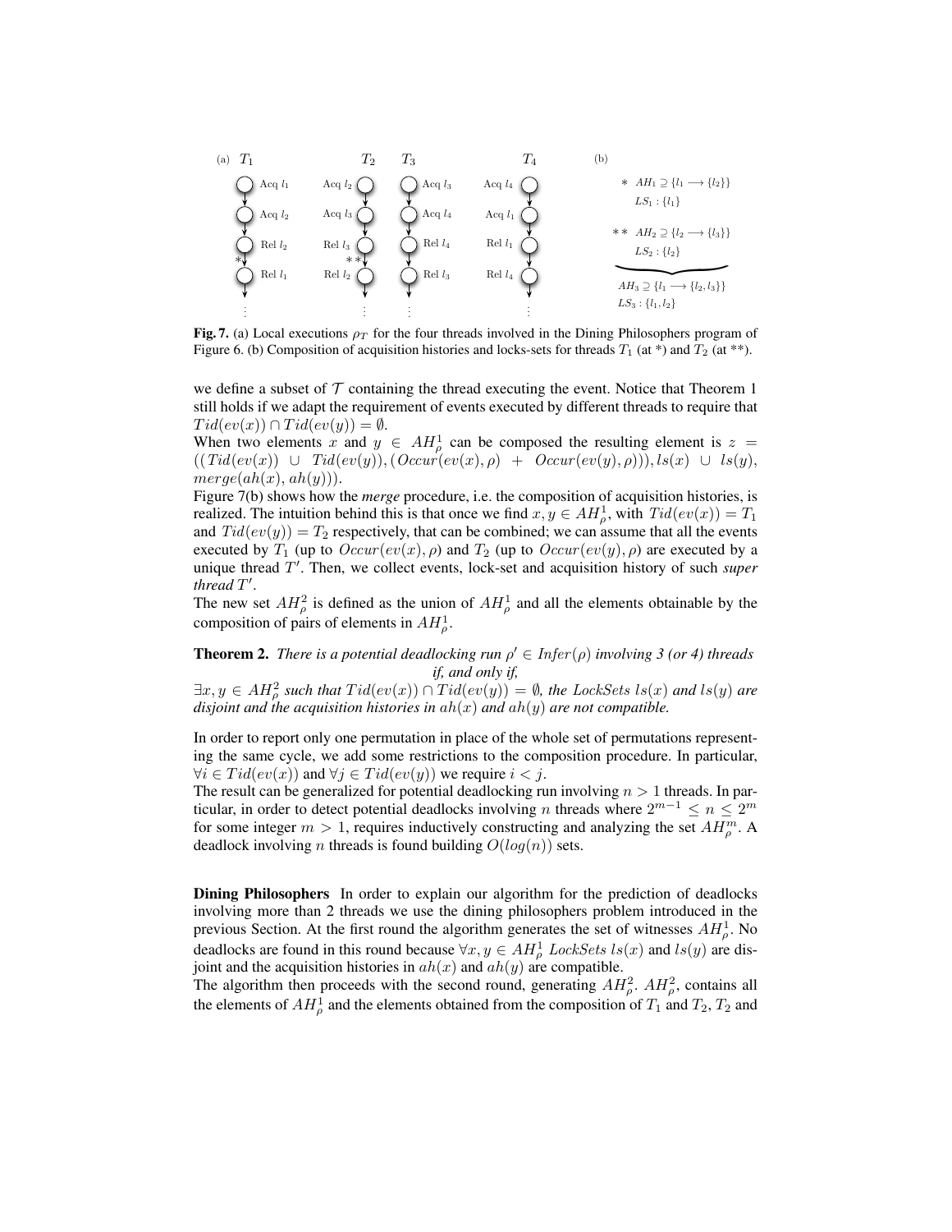**Fig. 7.** (a) Local executions $\rho_T$ for the four threads involved in the Dining Philosophers program of Figure 6. (b) Composition of acquisition histories and locks-sets for threads $T_1$ (at *) and $T_2$ (at **).

we define a subset of $\mathcal{T}$ containing the thread executing the event. Notice that Theorem 1 still holds if we adapt the requirement of events executed by different threads to require that $Tid(ev(x)) \cap Tid(ev(y)) = \emptyset$.

When two elements $x$ and $y \in AH^1_\rho$ can be composed the resulting element is $z = ((Tid(ev(x)) \cup Tid(ev(y)), (Occur(ev(x), \rho) + Occur(ev(y), \rho))), ls(x) \cup ls(y), merge(ah(x), ah(y)))$.

Figure 7(b) shows how the *merge* procedure, i.e. the composition of acquisition histories, is realized. The intuition behind this is that once we find $x, y \in AH^1_\rho$, with $Tid(ev(x)) = T_1$ and $Tid(ev(y)) = T_2$ respectively, that can be combined; we can assume that all the events executed by $T_1$ (up to $Occur(ev(x), \rho)$ and $T_2$ (up to $Occur(ev(y), \rho)$ are executed by a unique thread $T'$. Then, we collect events, lock-set and acquisition history of such *super thread* $T'$.

The new set $AH^2_\rho$ is defined as the union of $AH^1_\rho$ and all the elements obtainable by the composition of pairs of elements in $AH^1_\rho$.

**Theorem 2.** *There is a potential deadlocking run $\rho' \in Infer(\rho)$ involving 3 (or 4) threads if, and only if, $\exists x, y \in AH^2_\rho$ such that $Tid(ev(x)) \cap Tid(ev(y)) = \emptyset$, the LockSets $ls(x)$ and $ls(y)$ are disjoint and the acquisition histories in $ah(x)$ and $ah(y)$ are not compatible.*

In order to report only one permutation in place of the whole set of permutations representing the same cycle, we add some restrictions to the composition procedure. In particular, $\forall i \in Tid(ev(x))$ and $\forall j \in Tid(ev(y))$ we require $i < j$.

The result can be generalized for potential deadlocking run involving $n > 1$ threads. In particular, in order to detect potential deadlocks involving $n$ threads where $2^{m-1} \leq n \leq 2^m$ for some integer $m > 1$, requires inductively constructing and analyzing the set $AH^m_\rho$. A deadlock involving $n$ threads is found building $O(log(n))$ sets.

**Dining Philosophers** In order to explain our algorithm for the prediction of deadlocks involving more than 2 threads we use the dining philosophers problem introduced in the previous Section. At the first round the algorithm generates the set of witnesses $AH^1_\rho$. No deadlocks are found in this round because $\forall x, y \in AH^1_\rho$ *LockSets* $ls(x)$ and $ls(y)$ are disjoint and the acquisition histories in $ah(x)$ and $ah(y)$ are compatible.

The algorithm then proceeds with the second round, generating $AH^2_\rho$. $AH^2_\rho$, contains all the elements of $AH^1_\rho$ and the elements obtained from the composition of $T_1$ and $T_2$, $T_2$ and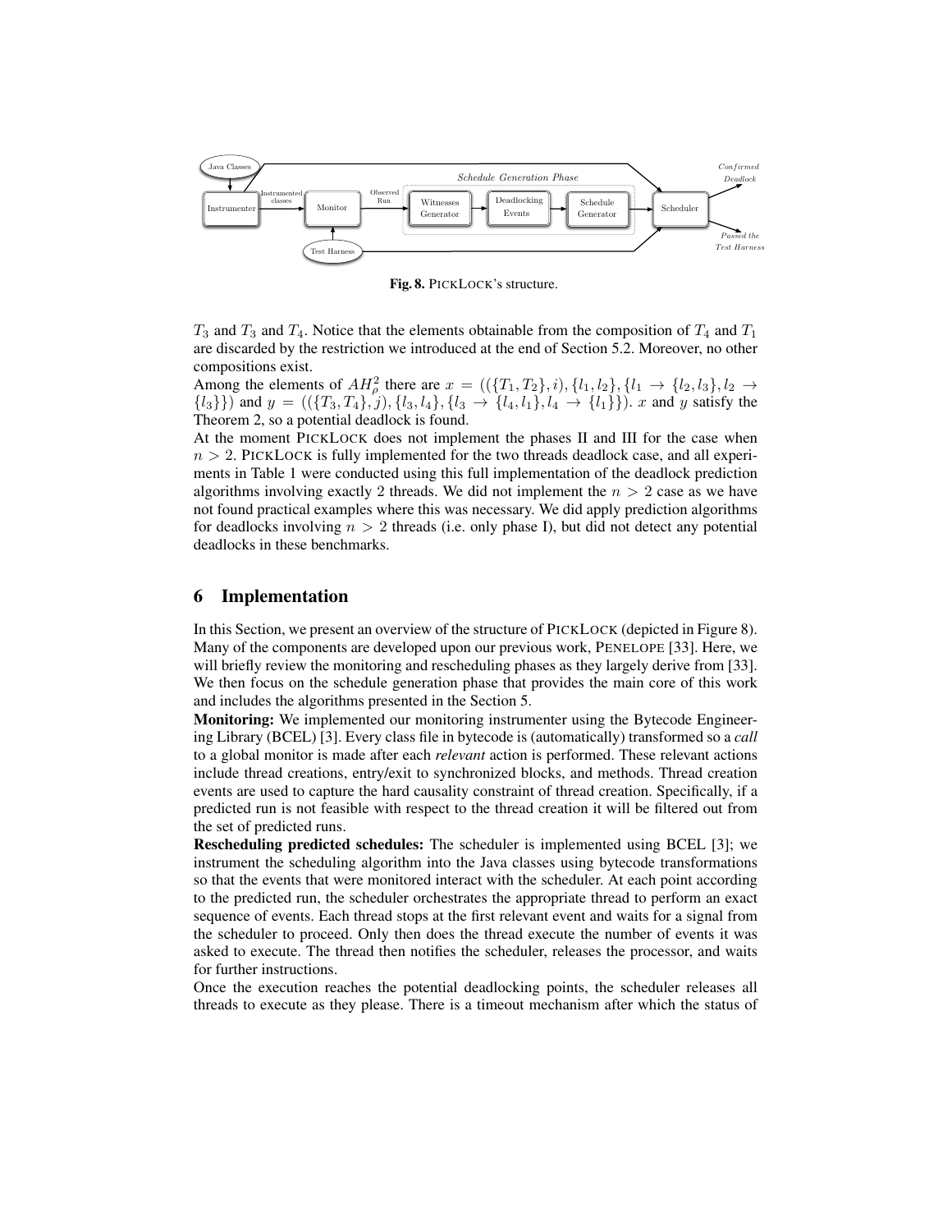Fig. 8. PICKLOCK's structure.

$T_3$ and $T_3$ and $T_4$. Notice that the elements obtainable from the composition of $T_4$ and $T_1$ are discarded by the restriction we introduced at the end of Section 5.2. Moreover, no other compositions exist.

Among the elements of $AH^2_\rho$ there are $x = ((\{T_1, T_2\}, i), \{l_1, l_2\}, \{l_1 \to \{l_2, l_3\}, l_2 \to \{l_3\}\})$ and $y = ((\{T_3, T_4\}, j), \{l_3, l_4\}, \{l_3 \to \{l_4, l_1\}, l_4 \to \{l_1\}\})$. $x$ and $y$ satisfy the Theorem 2, so a potential deadlock is found.

At the moment PICKLOCK does not implement the phases II and III for the case when $n > 2$. PICKLOCK is fully implemented for the two threads deadlock case, and all experiments in Table 1 were conducted using this full implementation of the deadlock prediction algorithms involving exactly 2 threads. We did not implement the $n > 2$ case as we have not found practical examples where this was necessary. We did apply prediction algorithms for deadlocks involving $n > 2$ threads (i.e. only phase I), but did not detect any potential deadlocks in these benchmarks.

## 6 Implementation

In this Section, we present an overview of the structure of PICKLOCK (depicted in Figure 8). Many of the components are developed upon our previous work, PENELOPE [33]. Here, we will briefly review the monitoring and rescheduling phases as they largely derive from [33]. We then focus on the schedule generation phase that provides the main core of this work and includes the algorithms presented in the Section 5.

**Monitoring:** We implemented our monitoring instrumenter using the Bytecode Engineering Library (BCEL) [3]. Every class file in bytecode is (automatically) transformed so a *call* to a global monitor is made after each *relevant* action is performed. These relevant actions include thread creations, entry/exit to synchronized blocks, and methods. Thread creation events are used to capture the hard causality constraint of thread creation. Specifically, if a predicted run is not feasible with respect to the thread creation it will be filtered out from the set of predicted runs.

**Rescheduling predicted schedules:** The scheduler is implemented using BCEL [3]; we instrument the scheduling algorithm into the Java classes using bytecode transformations so that the events that were monitored interact with the scheduler. At each point according to the predicted run, the scheduler orchestrates the appropriate thread to perform an exact sequence of events. Each thread stops at the first relevant event and waits for a signal from the scheduler to proceed. Only then does the thread execute the number of events it was asked to execute. The thread then notifies the scheduler, releases the processor, and waits for further instructions.

Once the execution reaches the potential deadlocking points, the scheduler releases all threads to execute as they please. There is a timeout mechanism after which the status of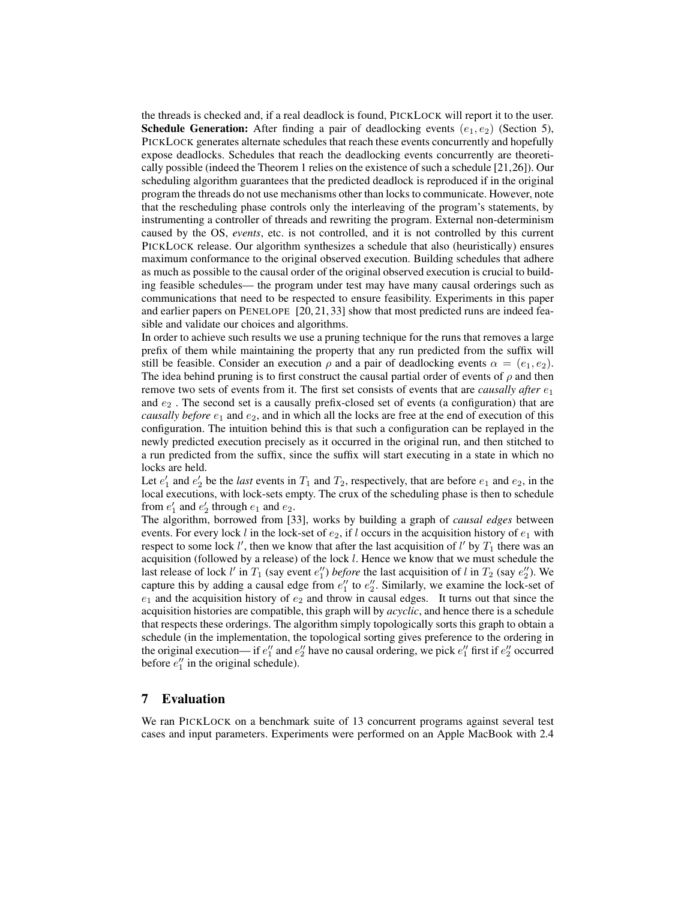the threads is checked and, if a real deadlock is found, PICKLOCK will report it to the user.

**Schedule Generation:** After finding a pair of deadlocking events $(e_1, e_2)$ (Section 5), PICKLOCK generates alternate schedules that reach these events concurrently and hopefully expose deadlocks. Schedules that reach the deadlocking events concurrently are theoretically possible (indeed the Theorem 1 relies on the existence of such a schedule [21,26]). Our scheduling algorithm guarantees that the predicted deadlock is reproduced if in the original program the threads do not use mechanisms other than locks to communicate. However, note that the rescheduling phase controls only the interleaving of the program's statements, by instrumenting a controller of threads and rewriting the program. External non-determinism caused by the OS, *events*, etc. is not controlled, and it is not controlled by this current PICKLOCK release. Our algorithm synthesizes a schedule that also (heuristically) ensures maximum conformance to the original observed execution. Building schedules that adhere as much as possible to the causal order of the original observed execution is crucial to building feasible schedules— the program under test may have many causal orderings such as communications that need to be respected to ensure feasibility. Experiments in this paper and earlier papers on PENELOPE [20, 21, 33] show that most predicted runs are indeed feasible and validate our choices and algorithms.

In order to achieve such results we use a pruning technique for the runs that removes a large prefix of them while maintaining the property that any run predicted from the suffix will still be feasible. Consider an execution $\rho$ and a pair of deadlocking events $\alpha = (e_1, e_2)$. The idea behind pruning is to first construct the causal partial order of events of $\rho$ and then remove two sets of events from it. The first set consists of events that are *causally after* $e_1$ and $e_2$ . The second set is a causally prefix-closed set of events (a configuration) that are *causally before* $e_1$ and $e_2$, and in which all the locks are free at the end of execution of this configuration. The intuition behind this is that such a configuration can be replayed in the newly predicted execution precisely as it occurred in the original run, and then stitched to a run predicted from the suffix, since the suffix will start executing in a state in which no locks are held.

Let $e_1'$ and $e_2'$ be the *last* events in $T_1$ and $T_2$, respectively, that are before $e_1$ and $e_2$, in the local executions, with lock-sets empty. The crux of the scheduling phase is then to schedule from $e_1'$ and $e_2'$ through $e_1$ and $e_2$.

The algorithm, borrowed from [33], works by building a graph of *causal edges* between events. For every lock $l$ in the lock-set of $e_2$, if $l$ occurs in the acquisition history of $e_1$ with respect to some lock $l'$, then we know that after the last acquisition of $l'$ by $T_1$ there was an acquisition (followed by a release) of the lock $l$. Hence we know that we must schedule the last release of lock $l'$ in $T_1$ (say event $e_1''$) *before* the last acquisition of $l$ in $T_2$ (say $e_2''$). We capture this by adding a causal edge from $e_1''$ to $e_2''$. Similarly, we examine the lock-set of $e_1$ and the acquisition history of $e_2$ and throw in causal edges. It turns out that since the acquisition histories are compatible, this graph will by *acyclic*, and hence there is a schedule that respects these orderings. The algorithm simply topologically sorts this graph to obtain a schedule (in the implementation, the topological sorting gives preference to the ordering in the original execution— if $e_1''$ and $e_2''$ have no causal ordering, we pick $e_1''$ first if $e_2''$ occurred before $e_1''$ in the original schedule).

## 7 Evaluation

We ran PICKLOCK on a benchmark suite of 13 concurrent programs against several test cases and input parameters. Experiments were performed on an Apple MacBook with 2.4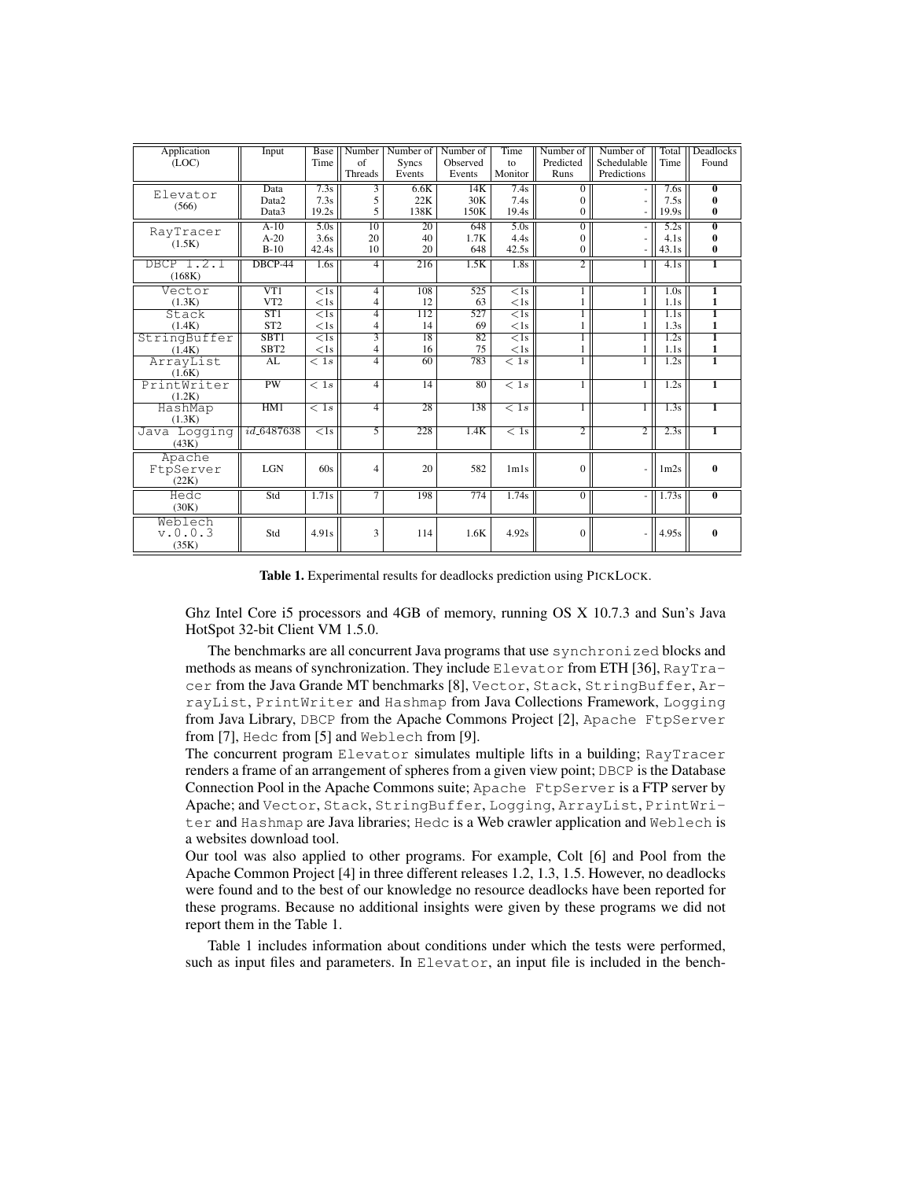| Application (LOC) | Input | Base Time | Number of Threads | Number of Syncs Events | Number of Observed Events | Time to Monitor | Number of Predicted Runs | Number of Schedulable Predictions | Total Time | Deadlocks Found |
|---|---|---|---|---|---|---|---|---|---|---|
| Elevator (566) | Data | 7.3s | 3 | 6.6K | 14K | 7.4s | 0 | - | 7.6s | **0** |
| | Data2 | 7.3s | 5 | 22K | 30K | 7.4s | 0 | - | 7.5s | **0** |
| | Data3 | 19.2s | 5 | 138K | 150K | 19.4s | 0 | - | 19.9s | **0** |
| RayTracer (1.5K) | A-10 | 5.0s | 10 | 20 | 648 | 5.0s | 0 | - | 5.2s | **0** |
| | A-20 | 3.6s | 20 | 40 | 1.7K | 4.4s | 0 | - | 4.1s | **0** |
| | B-10 | 42.4s | 10 | 20 | 648 | 42.5s | 0 | - | 43.1s | **0** |
| DBCP 1.2.1 (168K) | DBCP-44 | 1.6s | 4 | 216 | 1.5K | 1.8s | 2 | 1 | 4.1s | **1** |
| Vector (1.3K) | VT1 | <1s | 4 | 108 | 525 | <1s | 1 | 1 | 1.0s | **1** |
| | VT2 | <1s | 4 | 12 | 63 | <1s | 1 | 1 | 1.1s | **1** |
| Stack (1.4K) | ST1 | <1s | 4 | 112 | 527 | <1s | 1 | 1 | 1.1s | **1** |
| | ST2 | <1s | 4 | 14 | 69 | <1s | 1 | 1 | 1.3s | **1** |
| StringBuffer (1.4K) | SBT1 | <1s | 3 | 18 | 82 | <1s | 1 | 1 | 1.2s | **1** |
| | SBT2 | <1s | 4 | 16 | 75 | <1s | 1 | 1 | 1.1s | **1** |
| ArrayList (1.6K) | AL | $< 1s$ | 4 | 60 | 783 | $< 1s$ | 1 | 1 | 1.2s | **1** |
| PrintWriter (1.2K) | PW | $< 1s$ | 4 | 14 | 80 | $< 1s$ | 1 | 1 | 1.2s | **1** |
| HashMap (1.3K) | HM1 | $< 1s$ | 4 | 28 | 138 | $< 1s$ | 1 | 1 | 1.3s | **1** |
| Java Logging (43K) | $id\_6487638$ | <1s | 5 | 228 | 1.4K | $< 1s$ | 2 | 2 | 2.3s | **1** |
| Apache FtpServer (22K) | LGN | 60s | 4 | 20 | 582 | 1m1s | 0 | - | 1m2s | **0** |
| Hedc (30K) | Std | 1.71s | 7 | 198 | 774 | 1.74s | 0 | - | 1.73s | **0** |
| Weblech v.0.0.3 (35K) | Std | 4.91s | 3 | 114 | 1.6K | 4.92s | 0 | - | 4.95s | **0** |

**Table 1.** Experimental results for deadlocks prediction using PICKLOCK.

Ghz Intel Core i5 processors and 4GB of memory, running OS X 10.7.3 and Sun's Java HotSpot 32-bit Client VM 1.5.0.

The benchmarks are all concurrent Java programs that use `synchronized` blocks and methods as means of synchronization. They include `Elevator` from ETH [36], `RayTracer` from the Java Grande MT benchmarks [8], `Vector`, `Stack`, `StringBuffer`, `ArrayList`, `PrintWriter` and `Hashmap` from Java Collections Framework, `Logging` from Java Library, `DBCP` from the Apache Commons Project [2], `Apache FtpServer` from [7], `Hedc` from [5] and `Weblech` from [9].

The concurrent program `Elevator` simulates multiple lifts in a building; `RayTracer` renders a frame of an arrangement of spheres from a given view point; `DBCP` is the Database Connection Pool in the Apache Commons suite; `Apache FtpServer` is a FTP server by Apache; and `Vector`, `Stack`, `StringBuffer`, `Logging`, `ArrayList`, `PrintWriter` and `Hashmap` are Java libraries; `Hedc` is a Web crawler application and `Weblech` is a websites download tool.

Our tool was also applied to other programs. For example, Colt [6] and Pool from the Apache Common Project [4] in three different releases 1.2, 1.3, 1.5. However, no deadlocks were found and to the best of our knowledge no resource deadlocks have been reported for these programs. Because no additional insights were given by these programs we did not report them in the Table 1.

Table 1 includes information about conditions under which the tests were performed, such as input files and parameters. In `Elevator`, an input file is included in the bench-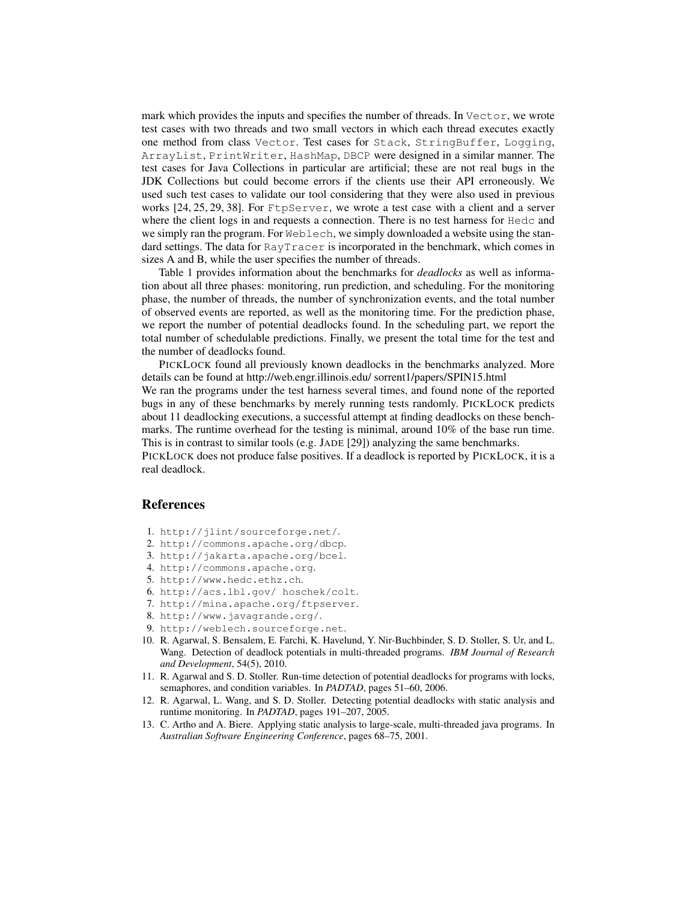mark which provides the inputs and specifies the number of threads. In `Vector`, we wrote test cases with two threads and two small vectors in which each thread executes exactly one method from class `Vector`. Test cases for `Stack`, `StringBuffer`, `Logging`, `ArrayList`, `PrintWriter`, `HashMap`, `DBCP` were designed in a similar manner. The test cases for Java Collections in particular are artificial; these are not real bugs in the JDK Collections but could become errors if the clients use their API erroneously. We used such test cases to validate our tool considering that they were also used in previous works [24, 25, 29, 38]. For `FtpServer`, we wrote a test case with a client and a server where the client logs in and requests a connection. There is no test harness for `Hedc` and we simply ran the program. For `Weblech`, we simply downloaded a website using the standard settings. The data for `RayTracer` is incorporated in the benchmark, which comes in sizes A and B, while the user specifies the number of threads.

Table 1 provides information about the benchmarks for *deadlocks* as well as information about all three phases: monitoring, run prediction, and scheduling. For the monitoring phase, the number of threads, the number of synchronization events, and the total number of observed events are reported, as well as the monitoring time. For the prediction phase, we report the number of potential deadlocks found. In the scheduling part, we report the total number of schedulable predictions. Finally, we present the total time for the test and the number of deadlocks found.

PICKLOCK found all previously known deadlocks in the benchmarks analyzed. More details can be found at http://web.engr.illinois.edu/ sorrent1/papers/SPIN15.html
We ran the programs under the test harness several times, and found none of the reported bugs in any of these benchmarks by merely running tests randomly. PICKLOCK predicts about 11 deadlocking executions, a successful attempt at finding deadlocks on these benchmarks. The runtime overhead for the testing is minimal, around 10% of the base run time. This is in contrast to similar tools (e.g. JADE [29]) analyzing the same benchmarks.
PICKLOCK does not produce false positives. If a deadlock is reported by PICKLOCK, it is a real deadlock.

## References

1. `http://jlint/sourceforge.net/`.
2. `http://commons.apache.org/dbcp`.
3. `http://jakarta.apache.org/bcel`.
4. `http://commons.apache.org`.
5. `http://www.hedc.ethz.ch`.
6. `http://acs.lbl.gov/ hoschek/colt`.
7. `http://mina.apache.org/ftpserver`.
8. `http://www.javagrande.org/`.
9. `http://weblech.sourceforge.net`.
10. R. Agarwal, S. Bensalem, E. Farchi, K. Havelund, Y. Nir-Buchbinder, S. D. Stoller, S. Ur, and L. Wang. Detection of deadlock potentials in multi-threaded programs. *IBM Journal of Research and Development*, 54(5), 2010.
11. R. Agarwal and S. D. Stoller. Run-time detection of potential deadlocks for programs with locks, semaphores, and condition variables. In *PADTAD*, pages 51–60, 2006.
12. R. Agarwal, L. Wang, and S. D. Stoller. Detecting potential deadlocks with static analysis and runtime monitoring. In *PADTAD*, pages 191–207, 2005.
13. C. Artho and A. Biere. Applying static analysis to large-scale, multi-threaded java programs. In *Australian Software Engineering Conference*, pages 68–75, 2001.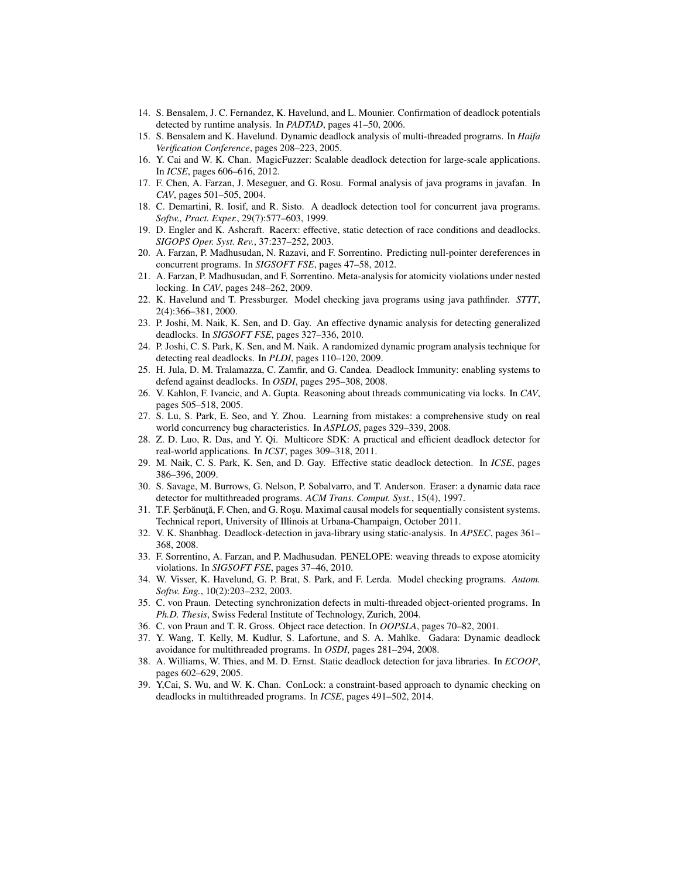14. S. Bensalem, J. C. Fernandez, K. Havelund, and L. Mounier. Confirmation of deadlock potentials detected by runtime analysis. In *PADTAD*, pages 41–50, 2006.
15. S. Bensalem and K. Havelund. Dynamic deadlock analysis of multi-threaded programs. In *Haifa Verification Conference*, pages 208–223, 2005.
16. Y. Cai and W. K. Chan. MagicFuzzer: Scalable deadlock detection for large-scale applications. In *ICSE*, pages 606–616, 2012.
17. F. Chen, A. Farzan, J. Meseguer, and G. Rosu. Formal analysis of java programs in javafan. In *CAV*, pages 501–505, 2004.
18. C. Demartini, R. Iosif, and R. Sisto. A deadlock detection tool for concurrent java programs. *Softw., Pract. Exper.*, 29(7):577–603, 1999.
19. D. Engler and K. Ashcraft. Racerx: effective, static detection of race conditions and deadlocks. *SIGOPS Oper. Syst. Rev.*, 37:237–252, 2003.
20. A. Farzan, P. Madhusudan, N. Razavi, and F. Sorrentino. Predicting null-pointer dereferences in concurrent programs. In *SIGSOFT FSE*, pages 47–58, 2012.
21. A. Farzan, P. Madhusudan, and F. Sorrentino. Meta-analysis for atomicity violations under nested locking. In *CAV*, pages 248–262, 2009.
22. K. Havelund and T. Pressburger. Model checking java programs using java pathfinder. *STTT*, 2(4):366–381, 2000.
23. P. Joshi, M. Naik, K. Sen, and D. Gay. An effective dynamic analysis for detecting generalized deadlocks. In *SIGSOFT FSE*, pages 327–336, 2010.
24. P. Joshi, C. S. Park, K. Sen, and M. Naik. A randomized dynamic program analysis technique for detecting real deadlocks. In *PLDI*, pages 110–120, 2009.
25. H. Jula, D. M. Tralamazza, C. Zamfir, and G. Candea. Deadlock Immunity: enabling systems to defend against deadlocks. In *OSDI*, pages 295–308, 2008.
26. V. Kahlon, F. Ivancic, and A. Gupta. Reasoning about threads communicating via locks. In *CAV*, pages 505–518, 2005.
27. S. Lu, S. Park, E. Seo, and Y. Zhou. Learning from mistakes: a comprehensive study on real world concurrency bug characteristics. In *ASPLOS*, pages 329–339, 2008.
28. Z. D. Luo, R. Das, and Y. Qi. Multicore SDK: A practical and efficient deadlock detector for real-world applications. In *ICST*, pages 309–318, 2011.
29. M. Naik, C. S. Park, K. Sen, and D. Gay. Effective static deadlock detection. In *ICSE*, pages 386–396, 2009.
30. S. Savage, M. Burrows, G. Nelson, P. Sobalvarro, and T. Anderson. Eraser: a dynamic data race detector for multithreaded programs. *ACM Trans. Comput. Syst.*, 15(4), 1997.
31. T.F. Şerbănuţă, F. Chen, and G. Roşu. Maximal causal models for sequentially consistent systems. Technical report, University of Illinois at Urbana-Champaign, October 2011.
32. V. K. Shanbhag. Deadlock-detection in java-library using static-analysis. In *APSEC*, pages 361–368, 2008.
33. F. Sorrentino, A. Farzan, and P. Madhusudan. PENELOPE: weaving threads to expose atomicity violations. In *SIGSOFT FSE*, pages 37–46, 2010.
34. W. Visser, K. Havelund, G. P. Brat, S. Park, and F. Lerda. Model checking programs. *Autom. Softw. Eng.*, 10(2):203–232, 2003.
35. C. von Praun. Detecting synchronization defects in multi-threaded object-oriented programs. In *Ph.D. Thesis*, Swiss Federal Institute of Technology, Zurich, 2004.
36. C. von Praun and T. R. Gross. Object race detection. In *OOPSLA*, pages 70–82, 2001.
37. Y. Wang, T. Kelly, M. Kudlur, S. Lafortune, and S. A. Mahlke. Gadara: Dynamic deadlock avoidance for multithreaded programs. In *OSDI*, pages 281–294, 2008.
38. A. Williams, W. Thies, and M. D. Ernst. Static deadlock detection for java libraries. In *ECOOP*, pages 602–629, 2005.
39. Y,Cai, S. Wu, and W. K. Chan. ConLock: a constraint-based approach to dynamic checking on deadlocks in multithreaded programs. In *ICSE*, pages 491–502, 2014.